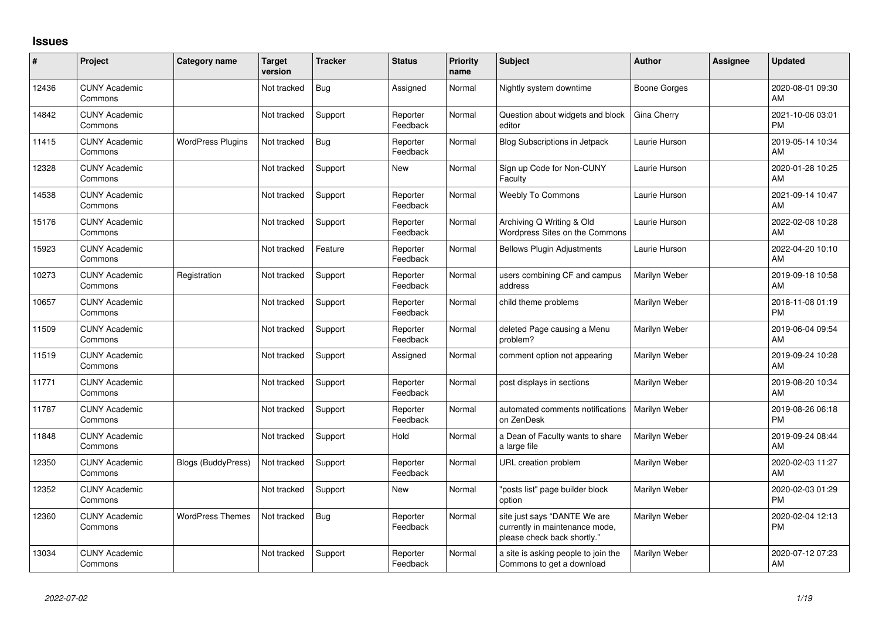## Issues

| # | Project | Category name | Target version | Tracker | Status | Priority name | Subject | Author | Assignee | Updated |
|---|---|---|---|---|---|---|---|---|---|---|
| 12436 | CUNY Academic Commons | | Not tracked | Bug | Assigned | Normal | Nightly system downtime | Boone Gorges | | 2020-08-01 09:30 AM |
| 14842 | CUNY Academic Commons | | Not tracked | Support | Reporter Feedback | Normal | Question about widgets and block editor | Gina Cherry | | 2021-10-06 03:01 PM |
| 11415 | CUNY Academic Commons | WordPress Plugins | Not tracked | Bug | Reporter Feedback | Normal | Blog Subscriptions in Jetpack | Laurie Hurson | | 2019-05-14 10:34 AM |
| 12328 | CUNY Academic Commons | | Not tracked | Support | New | Normal | Sign up Code for Non-CUNY Faculty | Laurie Hurson | | 2020-01-28 10:25 AM |
| 14538 | CUNY Academic Commons | | Not tracked | Support | Reporter Feedback | Normal | Weebly To Commons | Laurie Hurson | | 2021-09-14 10:47 AM |
| 15176 | CUNY Academic Commons | | Not tracked | Support | Reporter Feedback | Normal | Archiving Q Writing & Old Wordpress Sites on the Commons | Laurie Hurson | | 2022-02-08 10:28 AM |
| 15923 | CUNY Academic Commons | | Not tracked | Feature | Reporter Feedback | Normal | Bellows Plugin Adjustments | Laurie Hurson | | 2022-04-20 10:10 AM |
| 10273 | CUNY Academic Commons | Registration | Not tracked | Support | Reporter Feedback | Normal | users combining CF and campus address | Marilyn Weber | | 2019-09-18 10:58 AM |
| 10657 | CUNY Academic Commons | | Not tracked | Support | Reporter Feedback | Normal | child theme problems | Marilyn Weber | | 2018-11-08 01:19 PM |
| 11509 | CUNY Academic Commons | | Not tracked | Support | Reporter Feedback | Normal | deleted Page causing a Menu problem? | Marilyn Weber | | 2019-06-04 09:54 AM |
| 11519 | CUNY Academic Commons | | Not tracked | Support | Assigned | Normal | comment option not appearing | Marilyn Weber | | 2019-09-24 10:28 AM |
| 11771 | CUNY Academic Commons | | Not tracked | Support | Reporter Feedback | Normal | post displays in sections | Marilyn Weber | | 2019-08-20 10:34 AM |
| 11787 | CUNY Academic Commons | | Not tracked | Support | Reporter Feedback | Normal | automated comments notifications on ZenDesk | Marilyn Weber | | 2019-08-26 06:18 PM |
| 11848 | CUNY Academic Commons | | Not tracked | Support | Hold | Normal | a Dean of Faculty wants to share a large file | Marilyn Weber | | 2019-09-24 08:44 AM |
| 12350 | CUNY Academic Commons | Blogs (BuddyPress) | Not tracked | Support | Reporter Feedback | Normal | URL creation problem | Marilyn Weber | | 2020-02-03 11:27 AM |
| 12352 | CUNY Academic Commons | | Not tracked | Support | New | Normal | "posts list" page builder block option | Marilyn Weber | | 2020-02-03 01:29 PM |
| 12360 | CUNY Academic Commons | WordPress Themes | Not tracked | Bug | Reporter Feedback | Normal | site just says "DANTE We are currently in maintenance mode, please check back shortly." | Marilyn Weber | | 2020-02-04 12:13 PM |
| 13034 | CUNY Academic Commons | | Not tracked | Support | Reporter Feedback | Normal | a site is asking people to join the Commons to get a download | Marilyn Weber | | 2020-07-12 07:23 AM |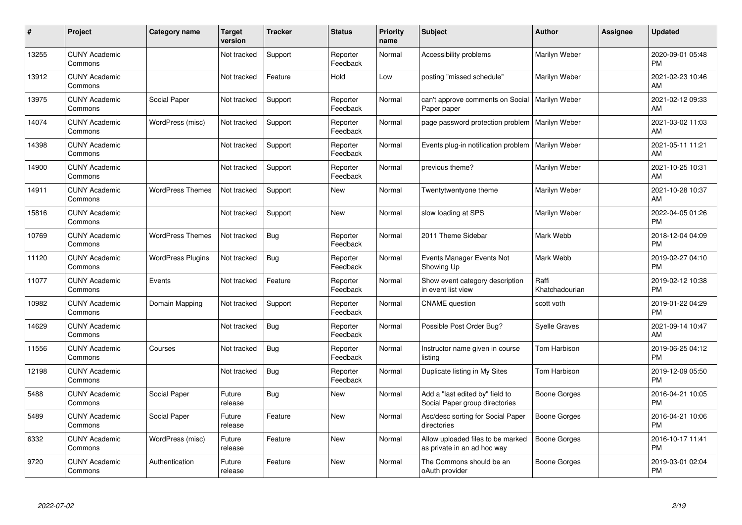| # | Project | Category name | Target version | Tracker | Status | Priority name | Subject | Author | Assignee | Updated |
|---|---|---|---|---|---|---|---|---|---|---|
| 13255 | CUNY Academic Commons | | Not tracked | Support | Reporter Feedback | Normal | Accessibility problems | Marilyn Weber | | 2020-09-01 05:48 PM |
| 13912 | CUNY Academic Commons | | Not tracked | Feature | Hold | Low | posting "missed schedule" | Marilyn Weber | | 2021-02-23 10:46 AM |
| 13975 | CUNY Academic Commons | Social Paper | Not tracked | Support | Reporter Feedback | Normal | can't approve comments on Social Paper paper | Marilyn Weber | | 2021-02-12 09:33 AM |
| 14074 | CUNY Academic Commons | WordPress (misc) | Not tracked | Support | Reporter Feedback | Normal | page password protection problem | Marilyn Weber | | 2021-03-02 11:03 AM |
| 14398 | CUNY Academic Commons | | Not tracked | Support | Reporter Feedback | Normal | Events plug-in notification problem | Marilyn Weber | | 2021-05-11 11:21 AM |
| 14900 | CUNY Academic Commons | | Not tracked | Support | Reporter Feedback | Normal | previous theme? | Marilyn Weber | | 2021-10-25 10:31 AM |
| 14911 | CUNY Academic Commons | WordPress Themes | Not tracked | Support | New | Normal | Twentytwentyone theme | Marilyn Weber | | 2021-10-28 10:37 AM |
| 15816 | CUNY Academic Commons | | Not tracked | Support | New | Normal | slow loading at SPS | Marilyn Weber | | 2022-04-05 01:26 PM |
| 10769 | CUNY Academic Commons | WordPress Themes | Not tracked | Bug | Reporter Feedback | Normal | 2011 Theme Sidebar | Mark Webb | | 2018-12-04 04:09 PM |
| 11120 | CUNY Academic Commons | WordPress Plugins | Not tracked | Bug | Reporter Feedback | Normal | Events Manager Events Not Showing Up | Mark Webb | | 2019-02-27 04:10 PM |
| 11077 | CUNY Academic Commons | Events | Not tracked | Feature | Reporter Feedback | Normal | Show event category description in event list view | Raffi Khatchadourian | | 2019-02-12 10:38 PM |
| 10982 | CUNY Academic Commons | Domain Mapping | Not tracked | Support | Reporter Feedback | Normal | CNAME question | scott voth | | 2019-01-22 04:29 PM |
| 14629 | CUNY Academic Commons | | Not tracked | Bug | Reporter Feedback | Normal | Possible Post Order Bug? | Syelle Graves | | 2021-09-14 10:47 AM |
| 11556 | CUNY Academic Commons | Courses | Not tracked | Bug | Reporter Feedback | Normal | Instructor name given in course listing | Tom Harbison | | 2019-06-25 04:12 PM |
| 12198 | CUNY Academic Commons | | Not tracked | Bug | Reporter Feedback | Normal | Duplicate listing in My Sites | Tom Harbison | | 2019-12-09 05:50 PM |
| 5488 | CUNY Academic Commons | Social Paper | Future release | Bug | New | Normal | Add a "last edited by" field to Social Paper group directories | Boone Gorges | | 2016-04-21 10:05 PM |
| 5489 | CUNY Academic Commons | Social Paper | Future release | Feature | New | Normal | Asc/desc sorting for Social Paper directories | Boone Gorges | | 2016-04-21 10:06 PM |
| 6332 | CUNY Academic Commons | WordPress (misc) | Future release | Feature | New | Normal | Allow uploaded files to be marked as private in an ad hoc way | Boone Gorges | | 2016-10-17 11:41 PM |
| 9720 | CUNY Academic Commons | Authentication | Future release | Feature | New | Normal | The Commons should be an oAuth provider | Boone Gorges | | 2019-03-01 02:04 PM |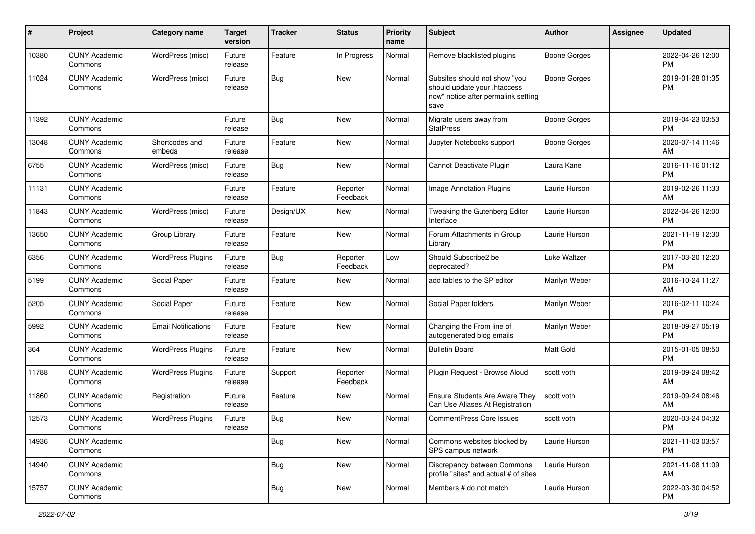| # | Project | Category name | Target version | Tracker | Status | Priority name | Subject | Author | Assignee | Updated |
|---|---|---|---|---|---|---|---|---|---|---|
| 10380 | CUNY Academic Commons | WordPress (misc) | Future release | Feature | In Progress | Normal | Remove blacklisted plugins | Boone Gorges | | 2022-04-26 12:00 PM |
| 11024 | CUNY Academic Commons | WordPress (misc) | Future release | Bug | New | Normal | Subsites should not show "you should update your .htaccess now" notice after permalink setting save | Boone Gorges | | 2019-01-28 01:35 PM |
| 11392 | CUNY Academic Commons | | Future release | Bug | New | Normal | Migrate users away from StatPress | Boone Gorges | | 2019-04-23 03:53 PM |
| 13048 | CUNY Academic Commons | Shortcodes and embeds | Future release | Feature | New | Normal | Jupyter Notebooks support | Boone Gorges | | 2020-07-14 11:46 AM |
| 6755 | CUNY Academic Commons | WordPress (misc) | Future release | Bug | New | Normal | Cannot Deactivate Plugin | Laura Kane | | 2016-11-16 01:12 PM |
| 11131 | CUNY Academic Commons | | Future release | Feature | Reporter Feedback | Normal | Image Annotation Plugins | Laurie Hurson | | 2019-02-26 11:33 AM |
| 11843 | CUNY Academic Commons | WordPress (misc) | Future release | Design/UX | New | Normal | Tweaking the Gutenberg Editor Interface | Laurie Hurson | | 2022-04-26 12:00 PM |
| 13650 | CUNY Academic Commons | Group Library | Future release | Feature | New | Normal | Forum Attachments in Group Library | Laurie Hurson | | 2021-11-19 12:30 PM |
| 6356 | CUNY Academic Commons | WordPress Plugins | Future release | Bug | Reporter Feedback | Low | Should Subscribe2 be deprecated? | Luke Waltzer | | 2017-03-20 12:20 PM |
| 5199 | CUNY Academic Commons | Social Paper | Future release | Feature | New | Normal | add tables to the SP editor | Marilyn Weber | | 2016-10-24 11:27 AM |
| 5205 | CUNY Academic Commons | Social Paper | Future release | Feature | New | Normal | Social Paper folders | Marilyn Weber | | 2016-02-11 10:24 PM |
| 5992 | CUNY Academic Commons | Email Notifications | Future release | Feature | New | Normal | Changing the From line of autogenerated blog emails | Marilyn Weber | | 2018-09-27 05:19 PM |
| 364 | CUNY Academic Commons | WordPress Plugins | Future release | Feature | New | Normal | Bulletin Board | Matt Gold | | 2015-01-05 08:50 PM |
| 11788 | CUNY Academic Commons | WordPress Plugins | Future release | Support | Reporter Feedback | Normal | Plugin Request - Browse Aloud | scott voth | | 2019-09-24 08:42 AM |
| 11860 | CUNY Academic Commons | Registration | Future release | Feature | New | Normal | Ensure Students Are Aware They Can Use Aliases At Registration | scott voth | | 2019-09-24 08:46 AM |
| 12573 | CUNY Academic Commons | WordPress Plugins | Future release | Bug | New | Normal | CommentPress Core Issues | scott voth | | 2020-03-24 04:32 PM |
| 14936 | CUNY Academic Commons | | | Bug | New | Normal | Commons websites blocked by SPS campus network | Laurie Hurson | | 2021-11-03 03:57 PM |
| 14940 | CUNY Academic Commons | | | Bug | New | Normal | Discrepancy between Commons profile "sites" and actual # of sites | Laurie Hurson | | 2021-11-08 11:09 AM |
| 15757 | CUNY Academic Commons | | | Bug | New | Normal | Members # do not match | Laurie Hurson | | 2022-03-30 04:52 PM |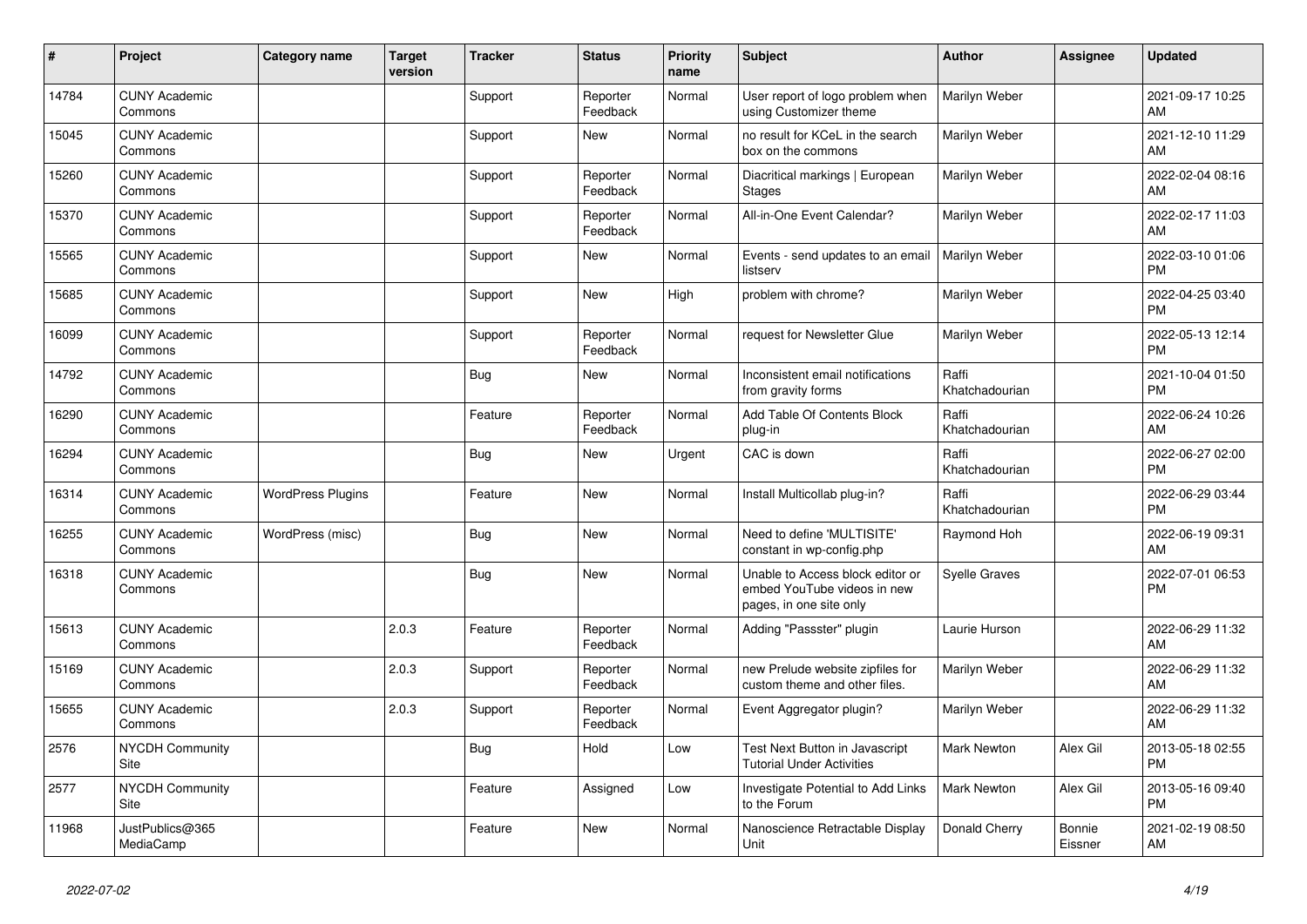| # | Project | Category name | Target version | Tracker | Status | Priority name | Subject | Author | Assignee | Updated |
|---|---|---|---|---|---|---|---|---|---|---|
| 14784 | CUNY Academic Commons | | | Support | Reporter Feedback | Normal | User report of logo problem when using Customizer theme | Marilyn Weber | | 2021-09-17 10:25 AM |
| 15045 | CUNY Academic Commons | | | Support | New | Normal | no result for KCeL in the search box on the commons | Marilyn Weber | | 2021-12-10 11:29 AM |
| 15260 | CUNY Academic Commons | | | Support | Reporter Feedback | Normal | Diacritical markings \| European Stages | Marilyn Weber | | 2022-02-04 08:16 AM |
| 15370 | CUNY Academic Commons | | | Support | Reporter Feedback | Normal | All-in-One Event Calendar? | Marilyn Weber | | 2022-02-17 11:03 AM |
| 15565 | CUNY Academic Commons | | | Support | New | Normal | Events - send updates to an email listserv | Marilyn Weber | | 2022-03-10 01:06 PM |
| 15685 | CUNY Academic Commons | | | Support | New | High | problem with chrome? | Marilyn Weber | | 2022-04-25 03:40 PM |
| 16099 | CUNY Academic Commons | | | Support | Reporter Feedback | Normal | request for Newsletter Glue | Marilyn Weber | | 2022-05-13 12:14 PM |
| 14792 | CUNY Academic Commons | | | Bug | New | Normal | Inconsistent email notifications from gravity forms | Raffi Khatchadourian | | 2021-10-04 01:50 PM |
| 16290 | CUNY Academic Commons | | | Feature | Reporter Feedback | Normal | Add Table Of Contents Block plug-in | Raffi Khatchadourian | | 2022-06-24 10:26 AM |
| 16294 | CUNY Academic Commons | | | Bug | New | Urgent | CAC is down | Raffi Khatchadourian | | 2022-06-27 02:00 PM |
| 16314 | CUNY Academic Commons | WordPress Plugins | | Feature | New | Normal | Install Multicollab plug-in? | Raffi Khatchadourian | | 2022-06-29 03:44 PM |
| 16255 | CUNY Academic Commons | WordPress (misc) | | Bug | New | Normal | Need to define 'MULTISITE' constant in wp-config.php | Raymond Hoh | | 2022-06-19 09:31 AM |
| 16318 | CUNY Academic Commons | | | Bug | New | Normal | Unable to Access block editor or embed YouTube videos in new pages, in one site only | Syelle Graves | | 2022-07-01 06:53 PM |
| 15613 | CUNY Academic Commons | | 2.0.3 | Feature | Reporter Feedback | Normal | Adding "Passster" plugin | Laurie Hurson | | 2022-06-29 11:32 AM |
| 15169 | CUNY Academic Commons | | 2.0.3 | Support | Reporter Feedback | Normal | new Prelude website zipfiles for custom theme and other files. | Marilyn Weber | | 2022-06-29 11:32 AM |
| 15655 | CUNY Academic Commons | | 2.0.3 | Support | Reporter Feedback | Normal | Event Aggregator plugin? | Marilyn Weber | | 2022-06-29 11:32 AM |
| 2576 | NYCDH Community Site | | | Bug | Hold | Low | Test Next Button in Javascript Tutorial Under Activities | Mark Newton | Alex Gil | 2013-05-18 02:55 PM |
| 2577 | NYCDH Community Site | | | Feature | Assigned | Low | Investigate Potential to Add Links to the Forum | Mark Newton | Alex Gil | 2013-05-16 09:40 PM |
| 11968 | JustPublics@365 MediaCamp | | | Feature | New | Normal | Nanoscience Retractable Display Unit | Donald Cherry | Bonnie Eissner | 2021-02-19 08:50 AM |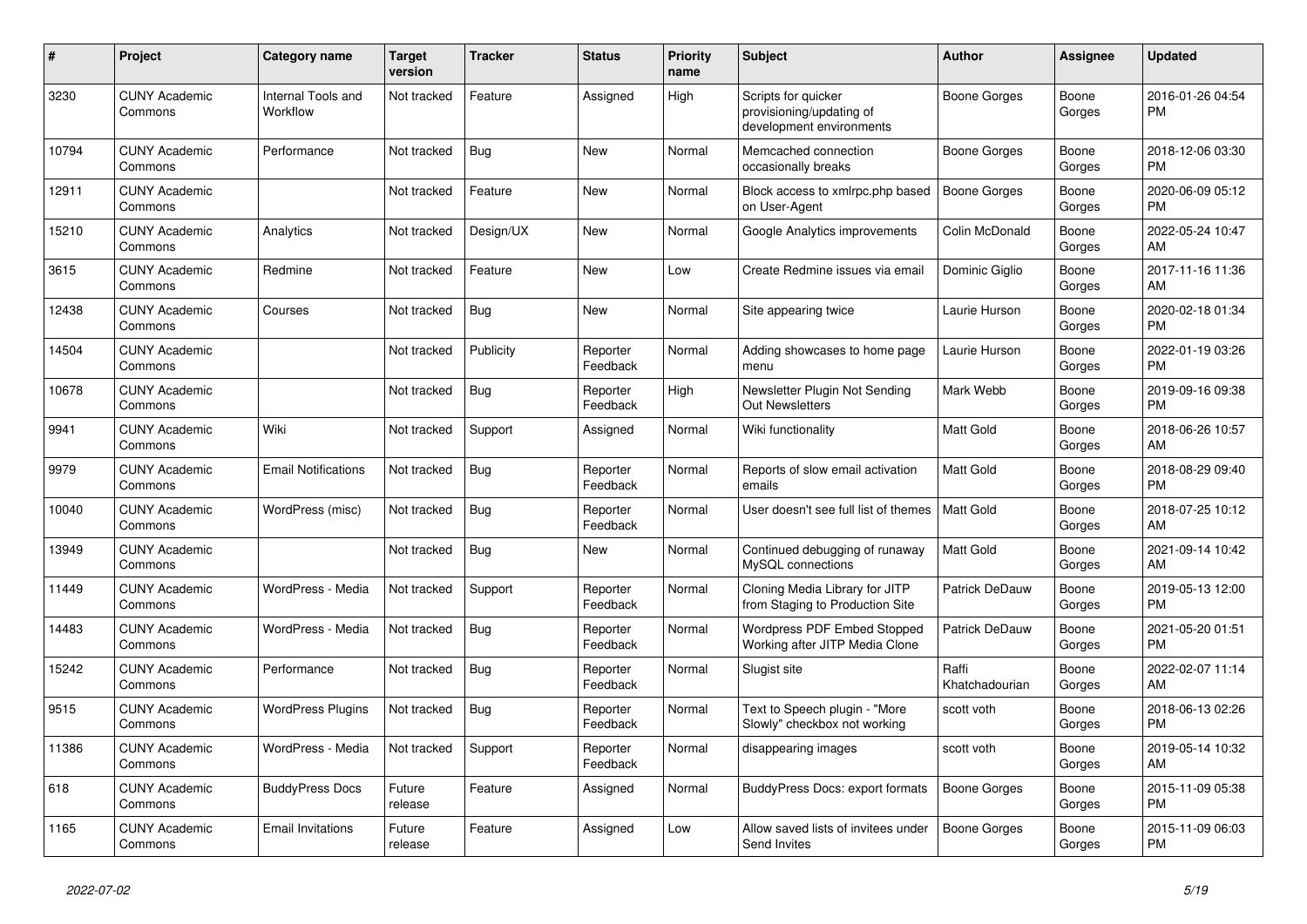| # | Project | Category name | Target version | Tracker | Status | Priority name | Subject | Author | Assignee | Updated |
|---|---|---|---|---|---|---|---|---|---|---|
| 3230 | CUNY Academic Commons | Internal Tools and Workflow | Not tracked | Feature | Assigned | High | Scripts for quicker provisioning/updating of development environments | Boone Gorges | Boone Gorges | 2016-01-26 04:54 PM |
| 10794 | CUNY Academic Commons | Performance | Not tracked | Bug | New | Normal | Memcached connection occasionally breaks | Boone Gorges | Boone Gorges | 2018-12-06 03:30 PM |
| 12911 | CUNY Academic Commons | | Not tracked | Feature | New | Normal | Block access to xmlrpc.php based on User-Agent | Boone Gorges | Boone Gorges | 2020-06-09 05:12 PM |
| 15210 | CUNY Academic Commons | Analytics | Not tracked | Design/UX | New | Normal | Google Analytics improvements | Colin McDonald | Boone Gorges | 2022-05-24 10:47 AM |
| 3615 | CUNY Academic Commons | Redmine | Not tracked | Feature | New | Low | Create Redmine issues via email | Dominic Giglio | Boone Gorges | 2017-11-16 11:36 AM |
| 12438 | CUNY Academic Commons | Courses | Not tracked | Bug | New | Normal | Site appearing twice | Laurie Hurson | Boone Gorges | 2020-02-18 01:34 PM |
| 14504 | CUNY Academic Commons | | Not tracked | Publicity | Reporter Feedback | Normal | Adding showcases to home page menu | Laurie Hurson | Boone Gorges | 2022-01-19 03:26 PM |
| 10678 | CUNY Academic Commons | | Not tracked | Bug | Reporter Feedback | High | Newsletter Plugin Not Sending Out Newsletters | Mark Webb | Boone Gorges | 2019-09-16 09:38 PM |
| 9941 | CUNY Academic Commons | Wiki | Not tracked | Support | Assigned | Normal | Wiki functionality | Matt Gold | Boone Gorges | 2018-06-26 10:57 AM |
| 9979 | CUNY Academic Commons | Email Notifications | Not tracked | Bug | Reporter Feedback | Normal | Reports of slow email activation emails | Matt Gold | Boone Gorges | 2018-08-29 09:40 PM |
| 10040 | CUNY Academic Commons | WordPress (misc) | Not tracked | Bug | Reporter Feedback | Normal | User doesn't see full list of themes | Matt Gold | Boone Gorges | 2018-07-25 10:12 AM |
| 13949 | CUNY Academic Commons | | Not tracked | Bug | New | Normal | Continued debugging of runaway MySQL connections | Matt Gold | Boone Gorges | 2021-09-14 10:42 AM |
| 11449 | CUNY Academic Commons | WordPress - Media | Not tracked | Support | Reporter Feedback | Normal | Cloning Media Library for JITP from Staging to Production Site | Patrick DeDauw | Boone Gorges | 2019-05-13 12:00 PM |
| 14483 | CUNY Academic Commons | WordPress - Media | Not tracked | Bug | Reporter Feedback | Normal | Wordpress PDF Embed Stopped Working after JITP Media Clone | Patrick DeDauw | Boone Gorges | 2021-05-20 01:51 PM |
| 15242 | CUNY Academic Commons | Performance | Not tracked | Bug | Reporter Feedback | Normal | Slugist site | Raffi Khatchadourian | Boone Gorges | 2022-02-07 11:14 AM |
| 9515 | CUNY Academic Commons | WordPress Plugins | Not tracked | Bug | Reporter Feedback | Normal | Text to Speech plugin - "More Slowly" checkbox not working | scott voth | Boone Gorges | 2018-06-13 02:26 PM |
| 11386 | CUNY Academic Commons | WordPress - Media | Not tracked | Support | Reporter Feedback | Normal | disappearing images | scott voth | Boone Gorges | 2019-05-14 10:32 AM |
| 618 | CUNY Academic Commons | BuddyPress Docs | Future release | Feature | Assigned | Normal | BuddyPress Docs: export formats | Boone Gorges | Boone Gorges | 2015-11-09 05:38 PM |
| 1165 | CUNY Academic Commons | Email Invitations | Future release | Feature | Assigned | Low | Allow saved lists of invitees under Send Invites | Boone Gorges | Boone Gorges | 2015-11-09 06:03 PM |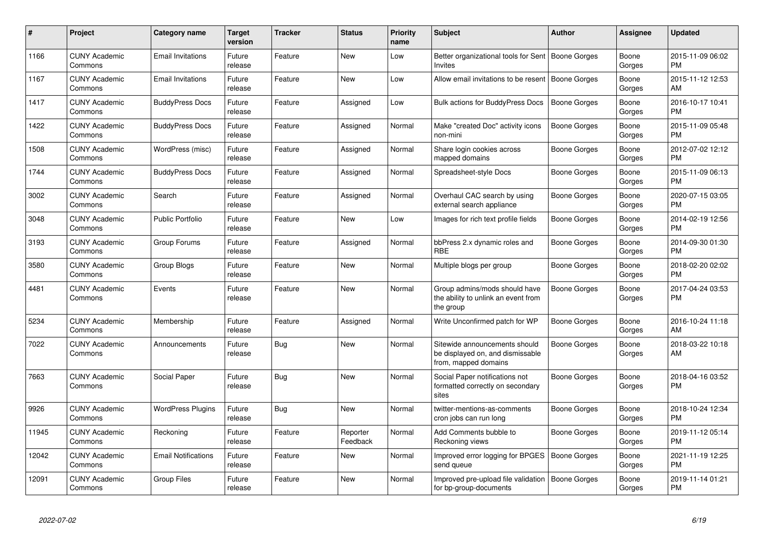| # | Project | Category name | Target version | Tracker | Status | Priority name | Subject | Author | Assignee | Updated |
|---|---|---|---|---|---|---|---|---|---|---|
| 1166 | CUNY Academic Commons | Email Invitations | Future release | Feature | New | Low | Better organizational tools for Sent Invites | Boone Gorges | Boone Gorges | 2015-11-09 06:02 PM |
| 1167 | CUNY Academic Commons | Email Invitations | Future release | Feature | New | Low | Allow email invitations to be resent | Boone Gorges | Boone Gorges | 2015-11-12 12:53 AM |
| 1417 | CUNY Academic Commons | BuddyPress Docs | Future release | Feature | Assigned | Low | Bulk actions for BuddyPress Docs | Boone Gorges | Boone Gorges | 2016-10-17 10:41 PM |
| 1422 | CUNY Academic Commons | BuddyPress Docs | Future release | Feature | Assigned | Normal | Make "created Doc" activity icons non-mini | Boone Gorges | Boone Gorges | 2015-11-09 05:48 PM |
| 1508 | CUNY Academic Commons | WordPress (misc) | Future release | Feature | Assigned | Normal | Share login cookies across mapped domains | Boone Gorges | Boone Gorges | 2012-07-02 12:12 PM |
| 1744 | CUNY Academic Commons | BuddyPress Docs | Future release | Feature | Assigned | Normal | Spreadsheet-style Docs | Boone Gorges | Boone Gorges | 2015-11-09 06:13 PM |
| 3002 | CUNY Academic Commons | Search | Future release | Feature | Assigned | Normal | Overhaul CAC search by using external search appliance | Boone Gorges | Boone Gorges | 2020-07-15 03:05 PM |
| 3048 | CUNY Academic Commons | Public Portfolio | Future release | Feature | New | Low | Images for rich text profile fields | Boone Gorges | Boone Gorges | 2014-02-19 12:56 PM |
| 3193 | CUNY Academic Commons | Group Forums | Future release | Feature | Assigned | Normal | bbPress 2.x dynamic roles and RBE | Boone Gorges | Boone Gorges | 2014-09-30 01:30 PM |
| 3580 | CUNY Academic Commons | Group Blogs | Future release | Feature | New | Normal | Multiple blogs per group | Boone Gorges | Boone Gorges | 2018-02-20 02:02 PM |
| 4481 | CUNY Academic Commons | Events | Future release | Feature | New | Normal | Group admins/mods should have the ability to unlink an event from the group | Boone Gorges | Boone Gorges | 2017-04-24 03:53 PM |
| 5234 | CUNY Academic Commons | Membership | Future release | Feature | Assigned | Normal | Write Unconfirmed patch for WP | Boone Gorges | Boone Gorges | 2016-10-24 11:18 AM |
| 7022 | CUNY Academic Commons | Announcements | Future release | Bug | New | Normal | Sitewide announcements should be displayed on, and dismissable from, mapped domains | Boone Gorges | Boone Gorges | 2018-03-22 10:18 AM |
| 7663 | CUNY Academic Commons | Social Paper | Future release | Bug | New | Normal | Social Paper notifications not formatted correctly on secondary sites | Boone Gorges | Boone Gorges | 2018-04-16 03:52 PM |
| 9926 | CUNY Academic Commons | WordPress Plugins | Future release | Bug | New | Normal | twitter-mentions-as-comments cron jobs can run long | Boone Gorges | Boone Gorges | 2018-10-24 12:34 PM |
| 11945 | CUNY Academic Commons | Reckoning | Future release | Feature | Reporter Feedback | Normal | Add Comments bubble to Reckoning views | Boone Gorges | Boone Gorges | 2019-11-12 05:14 PM |
| 12042 | CUNY Academic Commons | Email Notifications | Future release | Feature | New | Normal | Improved error logging for BPGES send queue | Boone Gorges | Boone Gorges | 2021-11-19 12:25 PM |
| 12091 | CUNY Academic Commons | Group Files | Future release | Feature | New | Normal | Improved pre-upload file validation for bp-group-documents | Boone Gorges | Boone Gorges | 2019-11-14 01:21 PM |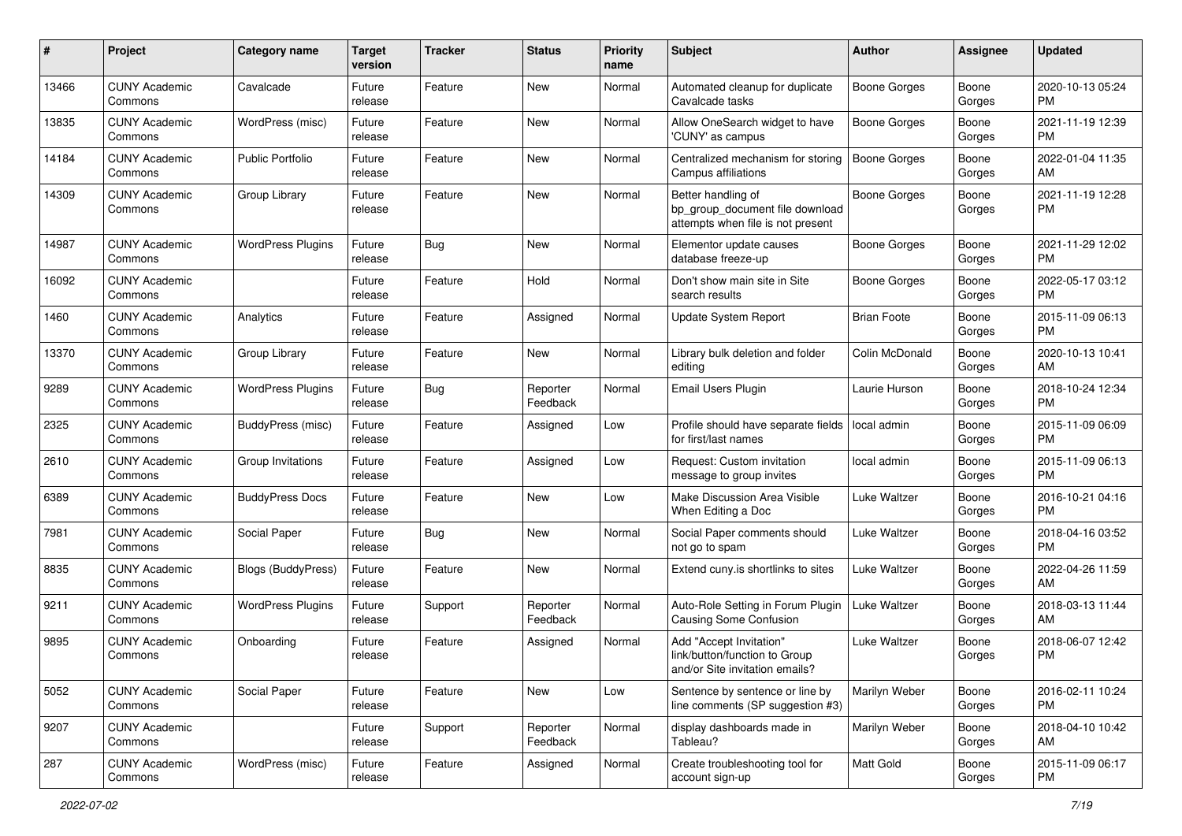| # | Project | Category name | Target version | Tracker | Status | Priority name | Subject | Author | Assignee | Updated |
|---|---|---|---|---|---|---|---|---|---|---|
| 13466 | CUNY Academic Commons | Cavalcade | Future release | Feature | New | Normal | Automated cleanup for duplicate Cavalcade tasks | Boone Gorges | Boone Gorges | 2020-10-13 05:24 PM |
| 13835 | CUNY Academic Commons | WordPress (misc) | Future release | Feature | New | Normal | Allow OneSearch widget to have 'CUNY' as campus | Boone Gorges | Boone Gorges | 2021-11-19 12:39 PM |
| 14184 | CUNY Academic Commons | Public Portfolio | Future release | Feature | New | Normal | Centralized mechanism for storing Campus affiliations | Boone Gorges | Boone Gorges | 2022-01-04 11:35 AM |
| 14309 | CUNY Academic Commons | Group Library | Future release | Feature | New | Normal | Better handling of bp_group_document file download attempts when file is not present | Boone Gorges | Boone Gorges | 2021-11-19 12:28 PM |
| 14987 | CUNY Academic Commons | WordPress Plugins | Future release | Bug | New | Normal | Elementor update causes database freeze-up | Boone Gorges | Boone Gorges | 2021-11-29 12:02 PM |
| 16092 | CUNY Academic Commons | | Future release | Feature | Hold | Normal | Don't show main site in Site search results | Boone Gorges | Boone Gorges | 2022-05-17 03:12 PM |
| 1460 | CUNY Academic Commons | Analytics | Future release | Feature | Assigned | Normal | Update System Report | Brian Foote | Boone Gorges | 2015-11-09 06:13 PM |
| 13370 | CUNY Academic Commons | Group Library | Future release | Feature | New | Normal | Library bulk deletion and folder editing | Colin McDonald | Boone Gorges | 2020-10-13 10:41 AM |
| 9289 | CUNY Academic Commons | WordPress Plugins | Future release | Bug | Reporter Feedback | Normal | Email Users Plugin | Laurie Hurson | Boone Gorges | 2018-10-24 12:34 PM |
| 2325 | CUNY Academic Commons | BuddyPress (misc) | Future release | Feature | Assigned | Low | Profile should have separate fields for first/last names | local admin | Boone Gorges | 2015-11-09 06:09 PM |
| 2610 | CUNY Academic Commons | Group Invitations | Future release | Feature | Assigned | Low | Request: Custom invitation message to group invites | local admin | Boone Gorges | 2015-11-09 06:13 PM |
| 6389 | CUNY Academic Commons | BuddyPress Docs | Future release | Feature | New | Low | Make Discussion Area Visible When Editing a Doc | Luke Waltzer | Boone Gorges | 2016-10-21 04:16 PM |
| 7981 | CUNY Academic Commons | Social Paper | Future release | Bug | New | Normal | Social Paper comments should not go to spam | Luke Waltzer | Boone Gorges | 2018-04-16 03:52 PM |
| 8835 | CUNY Academic Commons | Blogs (BuddyPress) | Future release | Feature | New | Normal | Extend cuny.is shortlinks to sites | Luke Waltzer | Boone Gorges | 2022-04-26 11:59 AM |
| 9211 | CUNY Academic Commons | WordPress Plugins | Future release | Support | Reporter Feedback | Normal | Auto-Role Setting in Forum Plugin Causing Some Confusion | Luke Waltzer | Boone Gorges | 2018-03-13 11:44 AM |
| 9895 | CUNY Academic Commons | Onboarding | Future release | Feature | Assigned | Normal | Add "Accept Invitation" link/button/function to Group and/or Site invitation emails? | Luke Waltzer | Boone Gorges | 2018-06-07 12:42 PM |
| 5052 | CUNY Academic Commons | Social Paper | Future release | Feature | New | Low | Sentence by sentence or line by line comments (SP suggestion #3) | Marilyn Weber | Boone Gorges | 2016-02-11 10:24 PM |
| 9207 | CUNY Academic Commons | | Future release | Support | Reporter Feedback | Normal | display dashboards made in Tableau? | Marilyn Weber | Boone Gorges | 2018-04-10 10:42 AM |
| 287 | CUNY Academic Commons | WordPress (misc) | Future release | Feature | Assigned | Normal | Create troubleshooting tool for account sign-up | Matt Gold | Boone Gorges | 2015-11-09 06:17 PM |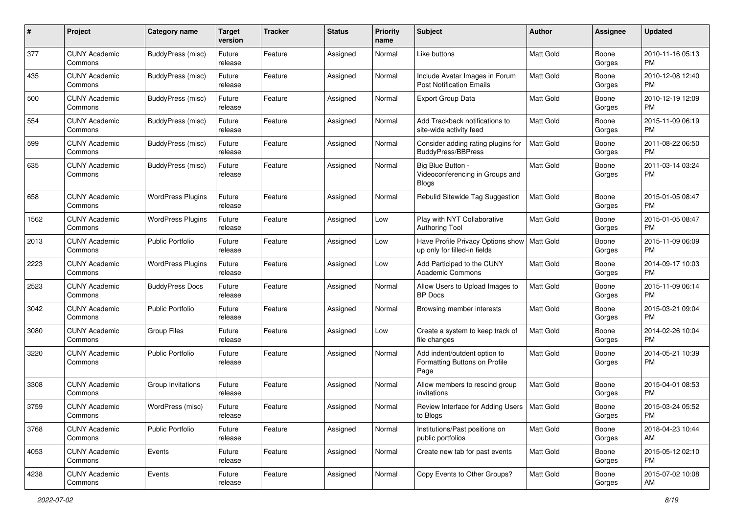| # | Project | Category name | Target version | Tracker | Status | Priority name | Subject | Author | Assignee | Updated |
|---|---|---|---|---|---|---|---|---|---|---|
| 377 | CUNY Academic Commons | BuddyPress (misc) | Future release | Feature | Assigned | Normal | Like buttons | Matt Gold | Boone Gorges | 2010-11-16 05:13 PM |
| 435 | CUNY Academic Commons | BuddyPress (misc) | Future release | Feature | Assigned | Normal | Include Avatar Images in Forum Post Notification Emails | Matt Gold | Boone Gorges | 2010-12-08 12:40 PM |
| 500 | CUNY Academic Commons | BuddyPress (misc) | Future release | Feature | Assigned | Normal | Export Group Data | Matt Gold | Boone Gorges | 2010-12-19 12:09 PM |
| 554 | CUNY Academic Commons | BuddyPress (misc) | Future release | Feature | Assigned | Normal | Add Trackback notifications to site-wide activity feed | Matt Gold | Boone Gorges | 2015-11-09 06:19 PM |
| 599 | CUNY Academic Commons | BuddyPress (misc) | Future release | Feature | Assigned | Normal | Consider adding rating plugins for BuddyPress/BBPress | Matt Gold | Boone Gorges | 2011-08-22 06:50 PM |
| 635 | CUNY Academic Commons | BuddyPress (misc) | Future release | Feature | Assigned | Normal | Big Blue Button - Videoconferencing in Groups and Blogs | Matt Gold | Boone Gorges | 2011-03-14 03:24 PM |
| 658 | CUNY Academic Commons | WordPress Plugins | Future release | Feature | Assigned | Normal | Rebulid Sitewide Tag Suggestion | Matt Gold | Boone Gorges | 2015-01-05 08:47 PM |
| 1562 | CUNY Academic Commons | WordPress Plugins | Future release | Feature | Assigned | Low | Play with NYT Collaborative Authoring Tool | Matt Gold | Boone Gorges | 2015-01-05 08:47 PM |
| 2013 | CUNY Academic Commons | Public Portfolio | Future release | Feature | Assigned | Low | Have Profile Privacy Options show up only for filled-in fields | Matt Gold | Boone Gorges | 2015-11-09 06:09 PM |
| 2223 | CUNY Academic Commons | WordPress Plugins | Future release | Feature | Assigned | Low | Add Participad to the CUNY Academic Commons | Matt Gold | Boone Gorges | 2014-09-17 10:03 PM |
| 2523 | CUNY Academic Commons | BuddyPress Docs | Future release | Feature | Assigned | Normal | Allow Users to Upload Images to BP Docs | Matt Gold | Boone Gorges | 2015-11-09 06:14 PM |
| 3042 | CUNY Academic Commons | Public Portfolio | Future release | Feature | Assigned | Normal | Browsing member interests | Matt Gold | Boone Gorges | 2015-03-21 09:04 PM |
| 3080 | CUNY Academic Commons | Group Files | Future release | Feature | Assigned | Low | Create a system to keep track of file changes | Matt Gold | Boone Gorges | 2014-02-26 10:04 PM |
| 3220 | CUNY Academic Commons | Public Portfolio | Future release | Feature | Assigned | Normal | Add indent/outdent option to Formatting Buttons on Profile Page | Matt Gold | Boone Gorges | 2014-05-21 10:39 PM |
| 3308 | CUNY Academic Commons | Group Invitations | Future release | Feature | Assigned | Normal | Allow members to rescind group invitations | Matt Gold | Boone Gorges | 2015-04-01 08:53 PM |
| 3759 | CUNY Academic Commons | WordPress (misc) | Future release | Feature | Assigned | Normal | Review Interface for Adding Users to Blogs | Matt Gold | Boone Gorges | 2015-03-24 05:52 PM |
| 3768 | CUNY Academic Commons | Public Portfolio | Future release | Feature | Assigned | Normal | Institutions/Past positions on public portfolios | Matt Gold | Boone Gorges | 2018-04-23 10:44 AM |
| 4053 | CUNY Academic Commons | Events | Future release | Feature | Assigned | Normal | Create new tab for past events | Matt Gold | Boone Gorges | 2015-05-12 02:10 PM |
| 4238 | CUNY Academic Commons | Events | Future release | Feature | Assigned | Normal | Copy Events to Other Groups? | Matt Gold | Boone Gorges | 2015-07-02 10:08 AM |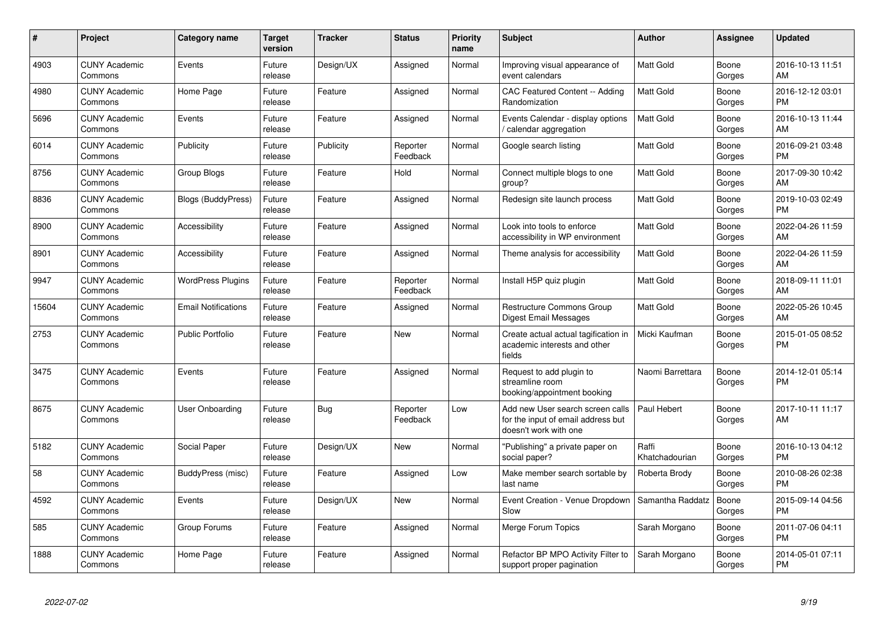| # | Project | Category name | Target version | Tracker | Status | Priority name | Subject | Author | Assignee | Updated |
|---|---|---|---|---|---|---|---|---|---|---|
| 4903 | CUNY Academic Commons | Events | Future release | Design/UX | Assigned | Normal | Improving visual appearance of event calendars | Matt Gold | Boone Gorges | 2016-10-13 11:51 AM |
| 4980 | CUNY Academic Commons | Home Page | Future release | Feature | Assigned | Normal | CAC Featured Content -- Adding Randomization | Matt Gold | Boone Gorges | 2016-12-12 03:01 PM |
| 5696 | CUNY Academic Commons | Events | Future release | Feature | Assigned | Normal | Events Calendar - display options / calendar aggregation | Matt Gold | Boone Gorges | 2016-10-13 11:44 AM |
| 6014 | CUNY Academic Commons | Publicity | Future release | Publicity | Reporter Feedback | Normal | Google search listing | Matt Gold | Boone Gorges | 2016-09-21 03:48 PM |
| 8756 | CUNY Academic Commons | Group Blogs | Future release | Feature | Hold | Normal | Connect multiple blogs to one group? | Matt Gold | Boone Gorges | 2017-09-30 10:42 AM |
| 8836 | CUNY Academic Commons | Blogs (BuddyPress) | Future release | Feature | Assigned | Normal | Redesign site launch process | Matt Gold | Boone Gorges | 2019-10-03 02:49 PM |
| 8900 | CUNY Academic Commons | Accessibility | Future release | Feature | Assigned | Normal | Look into tools to enforce accessibility in WP environment | Matt Gold | Boone Gorges | 2022-04-26 11:59 AM |
| 8901 | CUNY Academic Commons | Accessibility | Future release | Feature | Assigned | Normal | Theme analysis for accessibility | Matt Gold | Boone Gorges | 2022-04-26 11:59 AM |
| 9947 | CUNY Academic Commons | WordPress Plugins | Future release | Feature | Reporter Feedback | Normal | Install H5P quiz plugin | Matt Gold | Boone Gorges | 2018-09-11 11:01 AM |
| 15604 | CUNY Academic Commons | Email Notifications | Future release | Feature | Assigned | Normal | Restructure Commons Group Digest Email Messages | Matt Gold | Boone Gorges | 2022-05-26 10:45 AM |
| 2753 | CUNY Academic Commons | Public Portfolio | Future release | Feature | New | Normal | Create actual actual tagification in academic interests and other fields | Micki Kaufman | Boone Gorges | 2015-01-05 08:52 PM |
| 3475 | CUNY Academic Commons | Events | Future release | Feature | Assigned | Normal | Request to add plugin to streamline room booking/appointment booking | Naomi Barrettara | Boone Gorges | 2014-12-01 05:14 PM |
| 8675 | CUNY Academic Commons | User Onboarding | Future release | Bug | Reporter Feedback | Low | Add new User search screen calls for the input of email address but doesn't work with one | Paul Hebert | Boone Gorges | 2017-10-11 11:17 AM |
| 5182 | CUNY Academic Commons | Social Paper | Future release | Design/UX | New | Normal | "Publishing" a private paper on social paper? | Raffi Khatchadourian | Boone Gorges | 2016-10-13 04:12 PM |
| 58 | CUNY Academic Commons | BuddyPress (misc) | Future release | Feature | Assigned | Low | Make member search sortable by last name | Roberta Brody | Boone Gorges | 2010-08-26 02:38 PM |
| 4592 | CUNY Academic Commons | Events | Future release | Design/UX | New | Normal | Event Creation - Venue Dropdown Slow | Samantha Raddatz | Boone Gorges | 2015-09-14 04:56 PM |
| 585 | CUNY Academic Commons | Group Forums | Future release | Feature | Assigned | Normal | Merge Forum Topics | Sarah Morgano | Boone Gorges | 2011-07-06 04:11 PM |
| 1888 | CUNY Academic Commons | Home Page | Future release | Feature | Assigned | Normal | Refactor BP MPO Activity Filter to support proper pagination | Sarah Morgano | Boone Gorges | 2014-05-01 07:11 PM |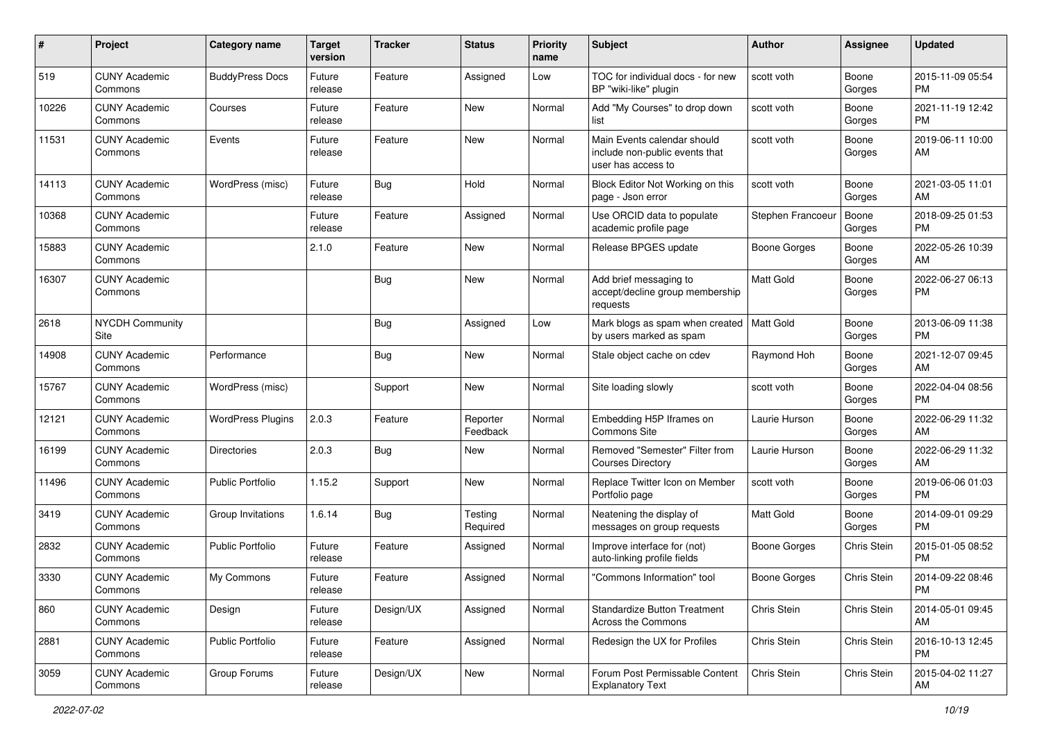| # | Project | Category name | Target version | Tracker | Status | Priority name | Subject | Author | Assignee | Updated |
|---|---|---|---|---|---|---|---|---|---|---|
| 519 | CUNY Academic Commons | BuddyPress Docs | Future release | Feature | Assigned | Low | TOC for individual docs - for new BP "wiki-like" plugin | scott voth | Boone Gorges | 2015-11-09 05:54 PM |
| 10226 | CUNY Academic Commons | Courses | Future release | Feature | New | Normal | Add "My Courses" to drop down list | scott voth | Boone Gorges | 2021-11-19 12:42 PM |
| 11531 | CUNY Academic Commons | Events | Future release | Feature | New | Normal | Main Events calendar should include non-public events that user has access to | scott voth | Boone Gorges | 2019-06-11 10:00 AM |
| 14113 | CUNY Academic Commons | WordPress (misc) | Future release | Bug | Hold | Normal | Block Editor Not Working on this page - Json error | scott voth | Boone Gorges | 2021-03-05 11:01 AM |
| 10368 | CUNY Academic Commons | | Future release | Feature | Assigned | Normal | Use ORCID data to populate academic profile page | Stephen Francoeur | Boone Gorges | 2018-09-25 01:53 PM |
| 15883 | CUNY Academic Commons | | 2.1.0 | Feature | New | Normal | Release BPGES update | Boone Gorges | Boone Gorges | 2022-05-26 10:39 AM |
| 16307 | CUNY Academic Commons | | | Bug | New | Normal | Add brief messaging to accept/decline group membership requests | Matt Gold | Boone Gorges | 2022-06-27 06:13 PM |
| 2618 | NYCDH Community Site | | | Bug | Assigned | Low | Mark blogs as spam when created by users marked as spam | Matt Gold | Boone Gorges | 2013-06-09 11:38 PM |
| 14908 | CUNY Academic Commons | Performance | | Bug | New | Normal | Stale object cache on cdev | Raymond Hoh | Boone Gorges | 2021-12-07 09:45 AM |
| 15767 | CUNY Academic Commons | WordPress (misc) | | Support | New | Normal | Site loading slowly | scott voth | Boone Gorges | 2022-04-04 08:56 PM |
| 12121 | CUNY Academic Commons | WordPress Plugins | 2.0.3 | Feature | Reporter Feedback | Normal | Embedding H5P Iframes on Commons Site | Laurie Hurson | Boone Gorges | 2022-06-29 11:32 AM |
| 16199 | CUNY Academic Commons | Directories | 2.0.3 | Bug | New | Normal | Removed "Semester" Filter from Courses Directory | Laurie Hurson | Boone Gorges | 2022-06-29 11:32 AM |
| 11496 | CUNY Academic Commons | Public Portfolio | 1.15.2 | Support | New | Normal | Replace Twitter Icon on Member Portfolio page | scott voth | Boone Gorges | 2019-06-06 01:03 PM |
| 3419 | CUNY Academic Commons | Group Invitations | 1.6.14 | Bug | Testing Required | Normal | Neatening the display of messages on group requests | Matt Gold | Boone Gorges | 2014-09-01 09:29 PM |
| 2832 | CUNY Academic Commons | Public Portfolio | Future release | Feature | Assigned | Normal | Improve interface for (not) auto-linking profile fields | Boone Gorges | Chris Stein | 2015-01-05 08:52 PM |
| 3330 | CUNY Academic Commons | My Commons | Future release | Feature | Assigned | Normal | "Commons Information" tool | Boone Gorges | Chris Stein | 2014-09-22 08:46 PM |
| 860 | CUNY Academic Commons | Design | Future release | Design/UX | Assigned | Normal | Standardize Button Treatment Across the Commons | Chris Stein | Chris Stein | 2014-05-01 09:45 AM |
| 2881 | CUNY Academic Commons | Public Portfolio | Future release | Feature | Assigned | Normal | Redesign the UX for Profiles | Chris Stein | Chris Stein | 2016-10-13 12:45 PM |
| 3059 | CUNY Academic Commons | Group Forums | Future release | Design/UX | New | Normal | Forum Post Permissable Content Explanatory Text | Chris Stein | Chris Stein | 2015-04-02 11:27 AM |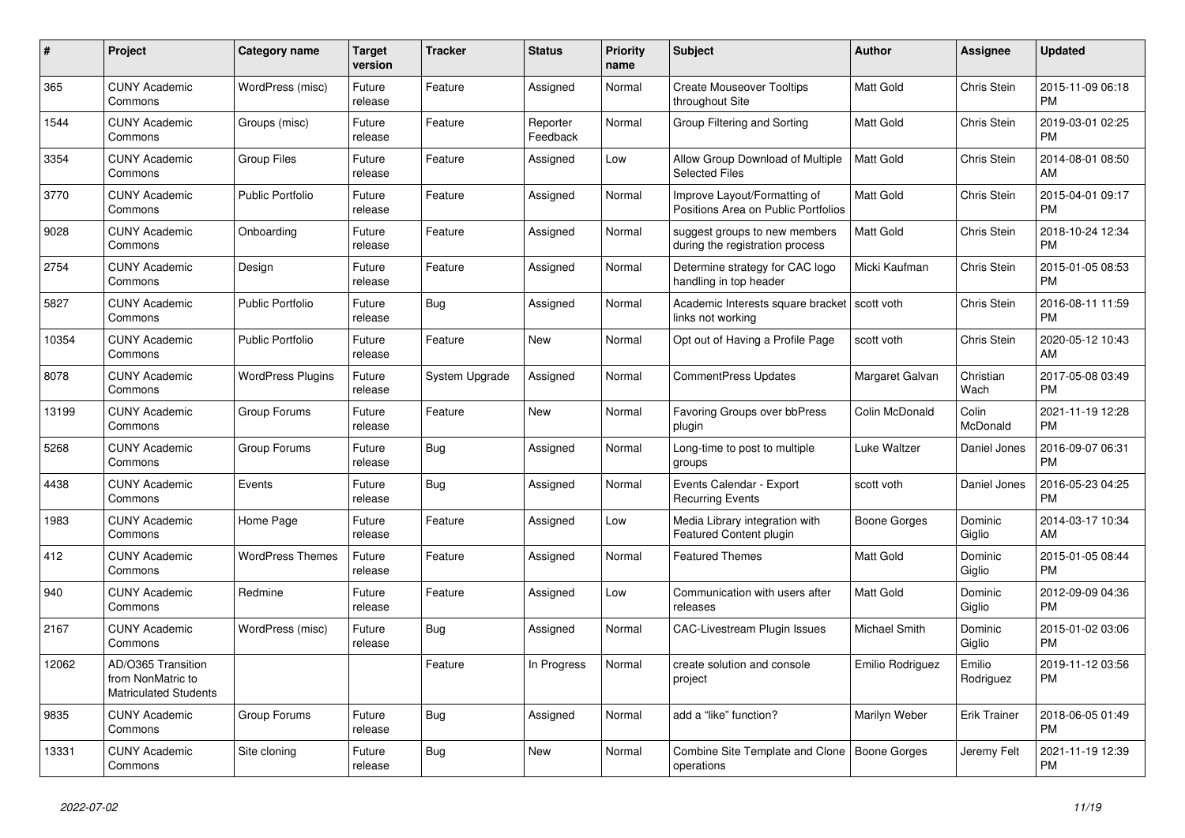| # | Project | Category name | Target version | Tracker | Status | Priority name | Subject | Author | Assignee | Updated |
|---|---|---|---|---|---|---|---|---|---|---|
| 365 | CUNY Academic Commons | WordPress (misc) | Future release | Feature | Assigned | Normal | Create Mouseover Tooltips throughout Site | Matt Gold | Chris Stein | 2015-11-09 06:18 PM |
| 1544 | CUNY Academic Commons | Groups (misc) | Future release | Feature | Reporter Feedback | Normal | Group Filtering and Sorting | Matt Gold | Chris Stein | 2019-03-01 02:25 PM |
| 3354 | CUNY Academic Commons | Group Files | Future release | Feature | Assigned | Low | Allow Group Download of Multiple Selected Files | Matt Gold | Chris Stein | 2014-08-01 08:50 AM |
| 3770 | CUNY Academic Commons | Public Portfolio | Future release | Feature | Assigned | Normal | Improve Layout/Formatting of Positions Area on Public Portfolios | Matt Gold | Chris Stein | 2015-04-01 09:17 PM |
| 9028 | CUNY Academic Commons | Onboarding | Future release | Feature | Assigned | Normal | suggest groups to new members during the registration process | Matt Gold | Chris Stein | 2018-10-24 12:34 PM |
| 2754 | CUNY Academic Commons | Design | Future release | Feature | Assigned | Normal | Determine strategy for CAC logo handling in top header | Micki Kaufman | Chris Stein | 2015-01-05 08:53 PM |
| 5827 | CUNY Academic Commons | Public Portfolio | Future release | Bug | Assigned | Normal | Academic Interests square bracket links not working | scott voth | Chris Stein | 2016-08-11 11:59 PM |
| 10354 | CUNY Academic Commons | Public Portfolio | Future release | Feature | New | Normal | Opt out of Having a Profile Page | scott voth | Chris Stein | 2020-05-12 10:43 AM |
| 8078 | CUNY Academic Commons | WordPress Plugins | Future release | System Upgrade | Assigned | Normal | CommentPress Updates | Margaret Galvan | Christian Wach | 2017-05-08 03:49 PM |
| 13199 | CUNY Academic Commons | Group Forums | Future release | Feature | New | Normal | Favoring Groups over bbPress plugin | Colin McDonald | Colin McDonald | 2021-11-19 12:28 PM |
| 5268 | CUNY Academic Commons | Group Forums | Future release | Bug | Assigned | Normal | Long-time to post to multiple groups | Luke Waltzer | Daniel Jones | 2016-09-07 06:31 PM |
| 4438 | CUNY Academic Commons | Events | Future release | Bug | Assigned | Normal | Events Calendar - Export Recurring Events | scott voth | Daniel Jones | 2016-05-23 04:25 PM |
| 1983 | CUNY Academic Commons | Home Page | Future release | Feature | Assigned | Low | Media Library integration with Featured Content plugin | Boone Gorges | Dominic Giglio | 2014-03-17 10:34 AM |
| 412 | CUNY Academic Commons | WordPress Themes | Future release | Feature | Assigned | Normal | Featured Themes | Matt Gold | Dominic Giglio | 2015-01-05 08:44 PM |
| 940 | CUNY Academic Commons | Redmine | Future release | Feature | Assigned | Low | Communication with users after releases | Matt Gold | Dominic Giglio | 2012-09-09 04:36 PM |
| 2167 | CUNY Academic Commons | WordPress (misc) | Future release | Bug | Assigned | Normal | CAC-Livestream Plugin Issues | Michael Smith | Dominic Giglio | 2015-01-02 03:06 PM |
| 12062 | AD/O365 Transition from NonMatric to Matriculated Students | | | Feature | In Progress | Normal | create solution and console project | Emilio Rodriguez | Emilio Rodriguez | 2019-11-12 03:56 PM |
| 9835 | CUNY Academic Commons | Group Forums | Future release | Bug | Assigned | Normal | add a "like" function? | Marilyn Weber | Erik Trainer | 2018-06-05 01:49 PM |
| 13331 | CUNY Academic Commons | Site cloning | Future release | Bug | New | Normal | Combine Site Template and Clone operations | Boone Gorges | Jeremy Felt | 2021-11-19 12:39 PM |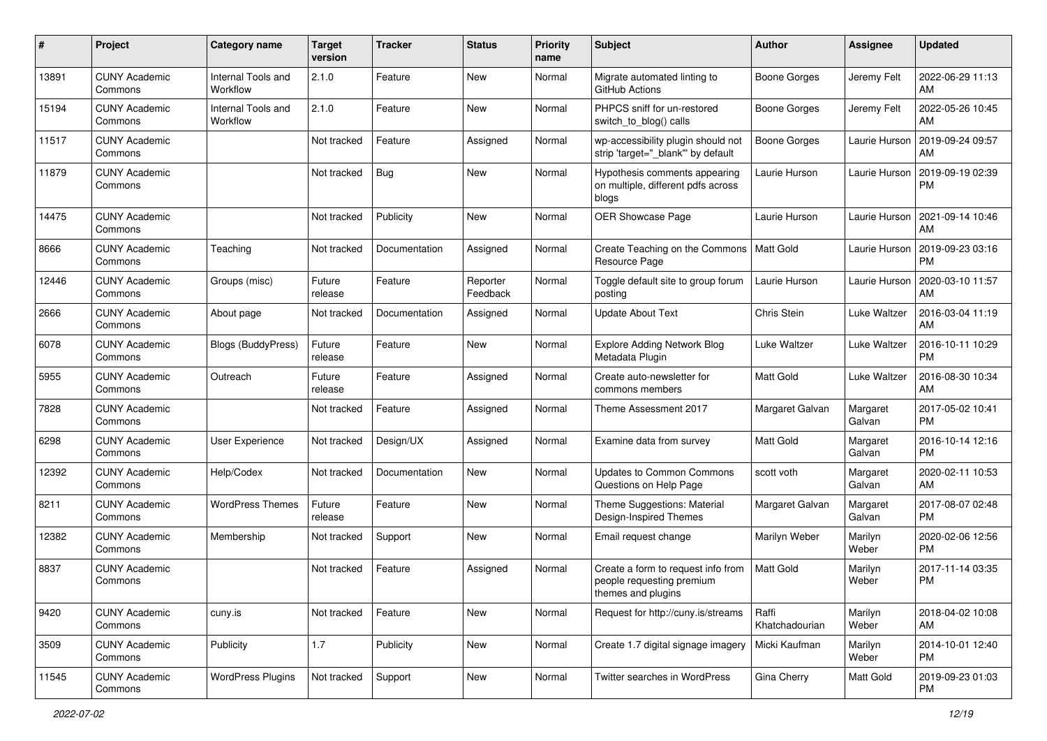| # | Project | Category name | Target version | Tracker | Status | Priority name | Subject | Author | Assignee | Updated |
|---|---|---|---|---|---|---|---|---|---|---|
| 13891 | CUNY Academic Commons | Internal Tools and Workflow | 2.1.0 | Feature | New | Normal | Migrate automated linting to GitHub Actions | Boone Gorges | Jeremy Felt | 2022-06-29 11:13 AM |
| 15194 | CUNY Academic Commons | Internal Tools and Workflow | 2.1.0 | Feature | New | Normal | PHPCS sniff for un-restored switch_to_blog() calls | Boone Gorges | Jeremy Felt | 2022-05-26 10:45 AM |
| 11517 | CUNY Academic Commons | | Not tracked | Feature | Assigned | Normal | wp-accessibility plugin should not strip 'target="_blank"' by default | Boone Gorges | Laurie Hurson | 2019-09-24 09:57 AM |
| 11879 | CUNY Academic Commons | | Not tracked | Bug | New | Normal | Hypothesis comments appearing on multiple, different pdfs across blogs | Laurie Hurson | Laurie Hurson | 2019-09-19 02:39 PM |
| 14475 | CUNY Academic Commons | | Not tracked | Publicity | New | Normal | OER Showcase Page | Laurie Hurson | Laurie Hurson | 2021-09-14 10:46 AM |
| 8666 | CUNY Academic Commons | Teaching | Not tracked | Documentation | Assigned | Normal | Create Teaching on the Commons Resource Page | Matt Gold | Laurie Hurson | 2019-09-23 03:16 PM |
| 12446 | CUNY Academic Commons | Groups (misc) | Future release | Feature | Reporter Feedback | Normal | Toggle default site to group forum posting | Laurie Hurson | Laurie Hurson | 2020-03-10 11:57 AM |
| 2666 | CUNY Academic Commons | About page | Not tracked | Documentation | Assigned | Normal | Update About Text | Chris Stein | Luke Waltzer | 2016-03-04 11:19 AM |
| 6078 | CUNY Academic Commons | Blogs (BuddyPress) | Future release | Feature | New | Normal | Explore Adding Network Blog Metadata Plugin | Luke Waltzer | Luke Waltzer | 2016-10-11 10:29 PM |
| 5955 | CUNY Academic Commons | Outreach | Future release | Feature | Assigned | Normal | Create auto-newsletter for commons members | Matt Gold | Luke Waltzer | 2016-08-30 10:34 AM |
| 7828 | CUNY Academic Commons | | Not tracked | Feature | Assigned | Normal | Theme Assessment 2017 | Margaret Galvan | Margaret Galvan | 2017-05-02 10:41 PM |
| 6298 | CUNY Academic Commons | User Experience | Not tracked | Design/UX | Assigned | Normal | Examine data from survey | Matt Gold | Margaret Galvan | 2016-10-14 12:16 PM |
| 12392 | CUNY Academic Commons | Help/Codex | Not tracked | Documentation | New | Normal | Updates to Common Commons Questions on Help Page | scott voth | Margaret Galvan | 2020-02-11 10:53 AM |
| 8211 | CUNY Academic Commons | WordPress Themes | Future release | Feature | New | Normal | Theme Suggestions: Material Design-Inspired Themes | Margaret Galvan | Margaret Galvan | 2017-08-07 02:48 PM |
| 12382 | CUNY Academic Commons | Membership | Not tracked | Support | New | Normal | Email request change | Marilyn Weber | Marilyn Weber | 2020-02-06 12:56 PM |
| 8837 | CUNY Academic Commons | | Not tracked | Feature | Assigned | Normal | Create a form to request info from people requesting premium themes and plugins | Matt Gold | Marilyn Weber | 2017-11-14 03:35 PM |
| 9420 | CUNY Academic Commons | cuny.is | Not tracked | Feature | New | Normal | Request for http://cuny.is/streams | Raffi Khatchadourian | Marilyn Weber | 2018-04-02 10:08 AM |
| 3509 | CUNY Academic Commons | Publicity | 1.7 | Publicity | New | Normal | Create 1.7 digital signage imagery | Micki Kaufman | Marilyn Weber | 2014-10-01 12:40 PM |
| 11545 | CUNY Academic Commons | WordPress Plugins | Not tracked | Support | New | Normal | Twitter searches in WordPress | Gina Cherry | Matt Gold | 2019-09-23 01:03 PM |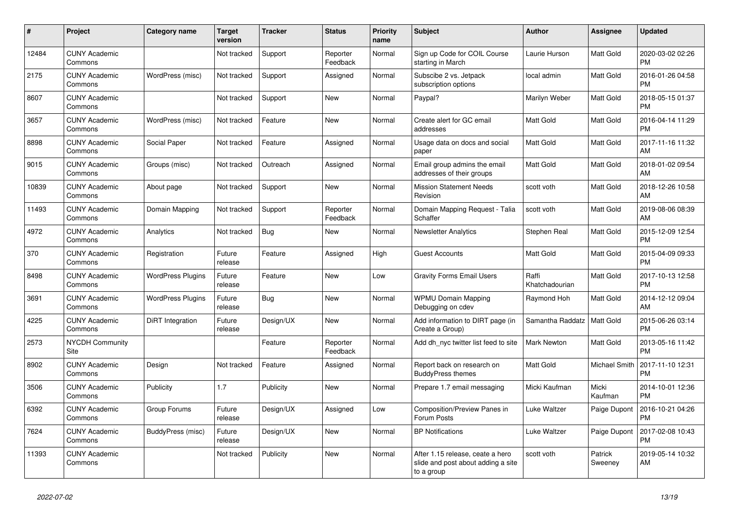| # | Project | Category name | Target version | Tracker | Status | Priority name | Subject | Author | Assignee | Updated |
|---|---|---|---|---|---|---|---|---|---|---|
| 12484 | CUNY Academic Commons | | Not tracked | Support | Reporter Feedback | Normal | Sign up Code for COIL Course starting in March | Laurie Hurson | Matt Gold | 2020-03-02 02:26 PM |
| 2175 | CUNY Academic Commons | WordPress (misc) | Not tracked | Support | Assigned | Normal | Subscibe 2 vs. Jetpack subscription options | local admin | Matt Gold | 2016-01-26 04:58 PM |
| 8607 | CUNY Academic Commons | | Not tracked | Support | New | Normal | Paypal? | Marilyn Weber | Matt Gold | 2018-05-15 01:37 PM |
| 3657 | CUNY Academic Commons | WordPress (misc) | Not tracked | Feature | New | Normal | Create alert for GC email addresses | Matt Gold | Matt Gold | 2016-04-14 11:29 PM |
| 8898 | CUNY Academic Commons | Social Paper | Not tracked | Feature | Assigned | Normal | Usage data on docs and social paper | Matt Gold | Matt Gold | 2017-11-16 11:32 AM |
| 9015 | CUNY Academic Commons | Groups (misc) | Not tracked | Outreach | Assigned | Normal | Email group admins the email addresses of their groups | Matt Gold | Matt Gold | 2018-01-02 09:54 AM |
| 10839 | CUNY Academic Commons | About page | Not tracked | Support | New | Normal | Mission Statement Needs Revision | scott voth | Matt Gold | 2018-12-26 10:58 AM |
| 11493 | CUNY Academic Commons | Domain Mapping | Not tracked | Support | Reporter Feedback | Normal | Domain Mapping Request - Talia Schaffer | scott voth | Matt Gold | 2019-08-06 08:39 AM |
| 4972 | CUNY Academic Commons | Analytics | Not tracked | Bug | New | Normal | Newsletter Analytics | Stephen Real | Matt Gold | 2015-12-09 12:54 PM |
| 370 | CUNY Academic Commons | Registration | Future release | Feature | Assigned | High | Guest Accounts | Matt Gold | Matt Gold | 2015-04-09 09:33 PM |
| 8498 | CUNY Academic Commons | WordPress Plugins | Future release | Feature | New | Low | Gravity Forms Email Users | Raffi Khatchadourian | Matt Gold | 2017-10-13 12:58 PM |
| 3691 | CUNY Academic Commons | WordPress Plugins | Future release | Bug | New | Normal | WPMU Domain Mapping Debugging on cdev | Raymond Hoh | Matt Gold | 2014-12-12 09:04 AM |
| 4225 | CUNY Academic Commons | DiRT Integration | Future release | Design/UX | New | Normal | Add information to DIRT page (in Create a Group) | Samantha Raddatz | Matt Gold | 2015-06-26 03:14 PM |
| 2573 | NYCDH Community Site | | | Feature | Reporter Feedback | Normal | Add dh_nyc twitter list feed to site | Mark Newton | Matt Gold | 2013-05-16 11:42 PM |
| 8902 | CUNY Academic Commons | Design | Not tracked | Feature | Assigned | Normal | Report back on research on BuddyPress themes | Matt Gold | Michael Smith | 2017-11-10 12:31 PM |
| 3506 | CUNY Academic Commons | Publicity | 1.7 | Publicity | New | Normal | Prepare 1.7 email messaging | Micki Kaufman | Micki Kaufman | 2014-10-01 12:36 PM |
| 6392 | CUNY Academic Commons | Group Forums | Future release | Design/UX | Assigned | Low | Composition/Preview Panes in Forum Posts | Luke Waltzer | Paige Dupont | 2016-10-21 04:26 PM |
| 7624 | CUNY Academic Commons | BuddyPress (misc) | Future release | Design/UX | New | Normal | BP Notifications | Luke Waltzer | Paige Dupont | 2017-02-08 10:43 PM |
| 11393 | CUNY Academic Commons | | Not tracked | Publicity | New | Normal | After 1.15 release, ceate a hero slide and post about adding a site to a group | scott voth | Patrick Sweeney | 2019-05-14 10:32 AM |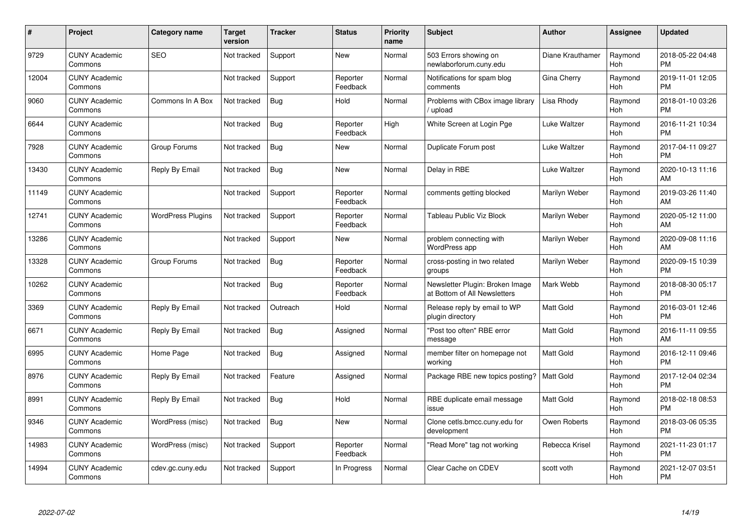| # | Project | Category name | Target version | Tracker | Status | Priority name | Subject | Author | Assignee | Updated |
|---|---|---|---|---|---|---|---|---|---|---|
| 9729 | CUNY Academic Commons | SEO | Not tracked | Support | New | Normal | 503 Errors showing on newlaborforum.cuny.edu | Diane Krauthamer | Raymond Hoh | 2018-05-22 04:48 PM |
| 12004 | CUNY Academic Commons | | Not tracked | Support | Reporter Feedback | Normal | Notifications for spam blog comments | Gina Cherry | Raymond Hoh | 2019-11-01 12:05 PM |
| 9060 | CUNY Academic Commons | Commons In A Box | Not tracked | Bug | Hold | Normal | Problems with CBox image library / upload | Lisa Rhody | Raymond Hoh | 2018-01-10 03:26 PM |
| 6644 | CUNY Academic Commons | | Not tracked | Bug | Reporter Feedback | High | White Screen at Login Pge | Luke Waltzer | Raymond Hoh | 2016-11-21 10:34 PM |
| 7928 | CUNY Academic Commons | Group Forums | Not tracked | Bug | New | Normal | Duplicate Forum post | Luke Waltzer | Raymond Hoh | 2017-04-11 09:27 PM |
| 13430 | CUNY Academic Commons | Reply By Email | Not tracked | Bug | New | Normal | Delay in RBE | Luke Waltzer | Raymond Hoh | 2020-10-13 11:16 AM |
| 11149 | CUNY Academic Commons | | Not tracked | Support | Reporter Feedback | Normal | comments getting blocked | Marilyn Weber | Raymond Hoh | 2019-03-26 11:40 AM |
| 12741 | CUNY Academic Commons | WordPress Plugins | Not tracked | Support | Reporter Feedback | Normal | Tableau Public Viz Block | Marilyn Weber | Raymond Hoh | 2020-05-12 11:00 AM |
| 13286 | CUNY Academic Commons | | Not tracked | Support | New | Normal | problem connecting with WordPress app | Marilyn Weber | Raymond Hoh | 2020-09-08 11:16 AM |
| 13328 | CUNY Academic Commons | Group Forums | Not tracked | Bug | Reporter Feedback | Normal | cross-posting in two related groups | Marilyn Weber | Raymond Hoh | 2020-09-15 10:39 PM |
| 10262 | CUNY Academic Commons | | Not tracked | Bug | Reporter Feedback | Normal | Newsletter Plugin: Broken Image at Bottom of All Newsletters | Mark Webb | Raymond Hoh | 2018-08-30 05:17 PM |
| 3369 | CUNY Academic Commons | Reply By Email | Not tracked | Outreach | Hold | Normal | Release reply by email to WP plugin directory | Matt Gold | Raymond Hoh | 2016-03-01 12:46 PM |
| 6671 | CUNY Academic Commons | Reply By Email | Not tracked | Bug | Assigned | Normal | "Post too often" RBE error message | Matt Gold | Raymond Hoh | 2016-11-11 09:55 AM |
| 6995 | CUNY Academic Commons | Home Page | Not tracked | Bug | Assigned | Normal | member filter on homepage not working | Matt Gold | Raymond Hoh | 2016-12-11 09:46 PM |
| 8976 | CUNY Academic Commons | Reply By Email | Not tracked | Feature | Assigned | Normal | Package RBE new topics posting? | Matt Gold | Raymond Hoh | 2017-12-04 02:34 PM |
| 8991 | CUNY Academic Commons | Reply By Email | Not tracked | Bug | Hold | Normal | RBE duplicate email message issue | Matt Gold | Raymond Hoh | 2018-02-18 08:53 PM |
| 9346 | CUNY Academic Commons | WordPress (misc) | Not tracked | Bug | New | Normal | Clone cetls.bmcc.cuny.edu for development | Owen Roberts | Raymond Hoh | 2018-03-06 05:35 PM |
| 14983 | CUNY Academic Commons | WordPress (misc) | Not tracked | Support | Reporter Feedback | Normal | "Read More" tag not working | Rebecca Krisel | Raymond Hoh | 2021-11-23 01:17 PM |
| 14994 | CUNY Academic Commons | cdev.gc.cuny.edu | Not tracked | Support | In Progress | Normal | Clear Cache on CDEV | scott voth | Raymond Hoh | 2021-12-07 03:51 PM |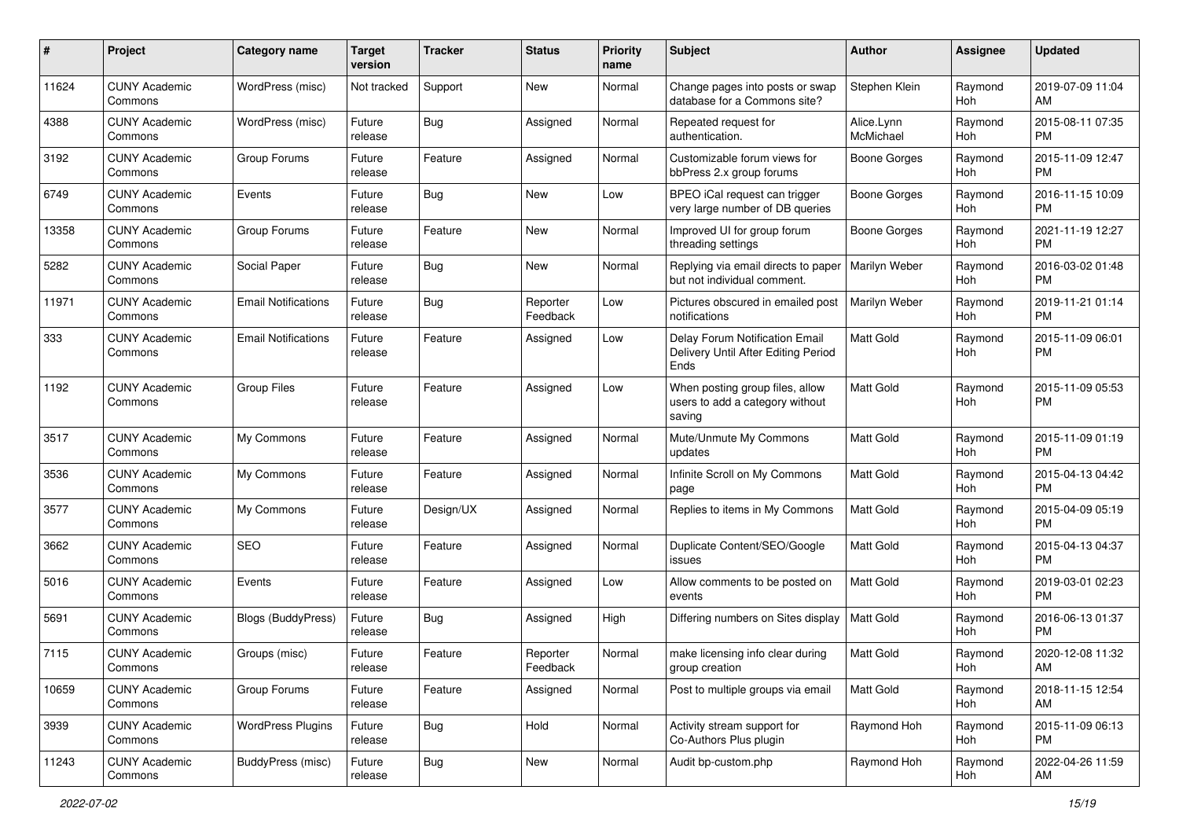| # | Project | Category name | Target version | Tracker | Status | Priority name | Subject | Author | Assignee | Updated |
|---|---|---|---|---|---|---|---|---|---|---|
| 11624 | CUNY Academic Commons | WordPress (misc) | Not tracked | Support | New | Normal | Change pages into posts or swap database for a Commons site? | Stephen Klein | Raymond Hoh | 2019-07-09 11:04 AM |
| 4388 | CUNY Academic Commons | WordPress (misc) | Future release | Bug | Assigned | Normal | Repeated request for authentication. | Alice.Lynn McMichael | Raymond Hoh | 2015-08-11 07:35 PM |
| 3192 | CUNY Academic Commons | Group Forums | Future release | Feature | Assigned | Normal | Customizable forum views for bbPress 2.x group forums | Boone Gorges | Raymond Hoh | 2015-11-09 12:47 PM |
| 6749 | CUNY Academic Commons | Events | Future release | Bug | New | Low | BPEO iCal request can trigger very large number of DB queries | Boone Gorges | Raymond Hoh | 2016-11-15 10:09 PM |
| 13358 | CUNY Academic Commons | Group Forums | Future release | Feature | New | Normal | Improved UI for group forum threading settings | Boone Gorges | Raymond Hoh | 2021-11-19 12:27 PM |
| 5282 | CUNY Academic Commons | Social Paper | Future release | Bug | New | Normal | Replying via email directs to paper but not individual comment. | Marilyn Weber | Raymond Hoh | 2016-03-02 01:48 PM |
| 11971 | CUNY Academic Commons | Email Notifications | Future release | Bug | Reporter Feedback | Low | Pictures obscured in emailed post notifications | Marilyn Weber | Raymond Hoh | 2019-11-21 01:14 PM |
| 333 | CUNY Academic Commons | Email Notifications | Future release | Feature | Assigned | Low | Delay Forum Notification Email Delivery Until After Editing Period Ends | Matt Gold | Raymond Hoh | 2015-11-09 06:01 PM |
| 1192 | CUNY Academic Commons | Group Files | Future release | Feature | Assigned | Low | When posting group files, allow users to add a category without saving | Matt Gold | Raymond Hoh | 2015-11-09 05:53 PM |
| 3517 | CUNY Academic Commons | My Commons | Future release | Feature | Assigned | Normal | Mute/Unmute My Commons updates | Matt Gold | Raymond Hoh | 2015-11-09 01:19 PM |
| 3536 | CUNY Academic Commons | My Commons | Future release | Feature | Assigned | Normal | Infinite Scroll on My Commons page | Matt Gold | Raymond Hoh | 2015-04-13 04:42 PM |
| 3577 | CUNY Academic Commons | My Commons | Future release | Design/UX | Assigned | Normal | Replies to items in My Commons | Matt Gold | Raymond Hoh | 2015-04-09 05:19 PM |
| 3662 | CUNY Academic Commons | SEO | Future release | Feature | Assigned | Normal | Duplicate Content/SEO/Google issues | Matt Gold | Raymond Hoh | 2015-04-13 04:37 PM |
| 5016 | CUNY Academic Commons | Events | Future release | Feature | Assigned | Low | Allow comments to be posted on events | Matt Gold | Raymond Hoh | 2019-03-01 02:23 PM |
| 5691 | CUNY Academic Commons | Blogs (BuddyPress) | Future release | Bug | Assigned | High | Differing numbers on Sites display | Matt Gold | Raymond Hoh | 2016-06-13 01:37 PM |
| 7115 | CUNY Academic Commons | Groups (misc) | Future release | Feature | Reporter Feedback | Normal | make licensing info clear during group creation | Matt Gold | Raymond Hoh | 2020-12-08 11:32 AM |
| 10659 | CUNY Academic Commons | Group Forums | Future release | Feature | Assigned | Normal | Post to multiple groups via email | Matt Gold | Raymond Hoh | 2018-11-15 12:54 AM |
| 3939 | CUNY Academic Commons | WordPress Plugins | Future release | Bug | Hold | Normal | Activity stream support for Co-Authors Plus plugin | Raymond Hoh | Raymond Hoh | 2015-11-09 06:13 PM |
| 11243 | CUNY Academic Commons | BuddyPress (misc) | Future release | Bug | New | Normal | Audit bp-custom.php | Raymond Hoh | Raymond Hoh | 2022-04-26 11:59 AM |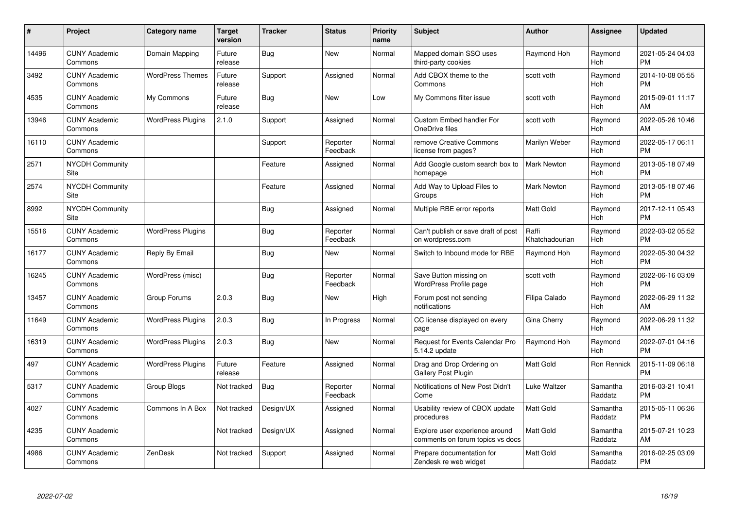| # | Project | Category name | Target version | Tracker | Status | Priority name | Subject | Author | Assignee | Updated |
|---|---|---|---|---|---|---|---|---|---|---|
| 14496 | CUNY Academic Commons | Domain Mapping | Future release | Bug | New | Normal | Mapped domain SSO uses third-party cookies | Raymond Hoh | Raymond Hoh | 2021-05-24 04:03 PM |
| 3492 | CUNY Academic Commons | WordPress Themes | Future release | Support | Assigned | Normal | Add CBOX theme to the Commons | scott voth | Raymond Hoh | 2014-10-08 05:55 PM |
| 4535 | CUNY Academic Commons | My Commons | Future release | Bug | New | Low | My Commons filter issue | scott voth | Raymond Hoh | 2015-09-01 11:17 AM |
| 13946 | CUNY Academic Commons | WordPress Plugins | 2.1.0 | Support | Assigned | Normal | Custom Embed handler For OneDrive files | scott voth | Raymond Hoh | 2022-05-26 10:46 AM |
| 16110 | CUNY Academic Commons | | | Support | Reporter Feedback | Normal | remove Creative Commons license from pages? | Marilyn Weber | Raymond Hoh | 2022-05-17 06:11 PM |
| 2571 | NYCDH Community Site | | | Feature | Assigned | Normal | Add Google custom search box to homepage | Mark Newton | Raymond Hoh | 2013-05-18 07:49 PM |
| 2574 | NYCDH Community Site | | | Feature | Assigned | Normal | Add Way to Upload Files to Groups | Mark Newton | Raymond Hoh | 2013-05-18 07:46 PM |
| 8992 | NYCDH Community Site | | | Bug | Assigned | Normal | Multiple RBE error reports | Matt Gold | Raymond Hoh | 2017-12-11 05:43 PM |
| 15516 | CUNY Academic Commons | WordPress Plugins | | Bug | Reporter Feedback | Normal | Can't publish or save draft of post on wordpress.com | Raffi Khatchadourian | Raymond Hoh | 2022-03-02 05:52 PM |
| 16177 | CUNY Academic Commons | Reply By Email | | Bug | New | Normal | Switch to Inbound mode for RBE | Raymond Hoh | Raymond Hoh | 2022-05-30 04:32 PM |
| 16245 | CUNY Academic Commons | WordPress (misc) | | Bug | Reporter Feedback | Normal | Save Button missing on WordPress Profile page | scott voth | Raymond Hoh | 2022-06-16 03:09 PM |
| 13457 | CUNY Academic Commons | Group Forums | 2.0.3 | Bug | New | High | Forum post not sending notifications | Filipa Calado | Raymond Hoh | 2022-06-29 11:32 AM |
| 11649 | CUNY Academic Commons | WordPress Plugins | 2.0.3 | Bug | In Progress | Normal | CC license displayed on every page | Gina Cherry | Raymond Hoh | 2022-06-29 11:32 AM |
| 16319 | CUNY Academic Commons | WordPress Plugins | 2.0.3 | Bug | New | Normal | Request for Events Calendar Pro 5.14.2 update | Raymond Hoh | Raymond Hoh | 2022-07-01 04:16 PM |
| 497 | CUNY Academic Commons | WordPress Plugins | Future release | Feature | Assigned | Normal | Drag and Drop Ordering on Gallery Post Plugin | Matt Gold | Ron Rennick | 2015-11-09 06:18 PM |
| 5317 | CUNY Academic Commons | Group Blogs | Not tracked | Bug | Reporter Feedback | Normal | Notifications of New Post Didn't Come | Luke Waltzer | Samantha Raddatz | 2016-03-21 10:41 PM |
| 4027 | CUNY Academic Commons | Commons In A Box | Not tracked | Design/UX | Assigned | Normal | Usability review of CBOX update procedures | Matt Gold | Samantha Raddatz | 2015-05-11 06:36 PM |
| 4235 | CUNY Academic Commons | | Not tracked | Design/UX | Assigned | Normal | Explore user experience around comments on forum topics vs docs | Matt Gold | Samantha Raddatz | 2015-07-21 10:23 AM |
| 4986 | CUNY Academic Commons | ZenDesk | Not tracked | Support | Assigned | Normal | Prepare documentation for Zendesk re web widget | Matt Gold | Samantha Raddatz | 2016-02-25 03:09 PM |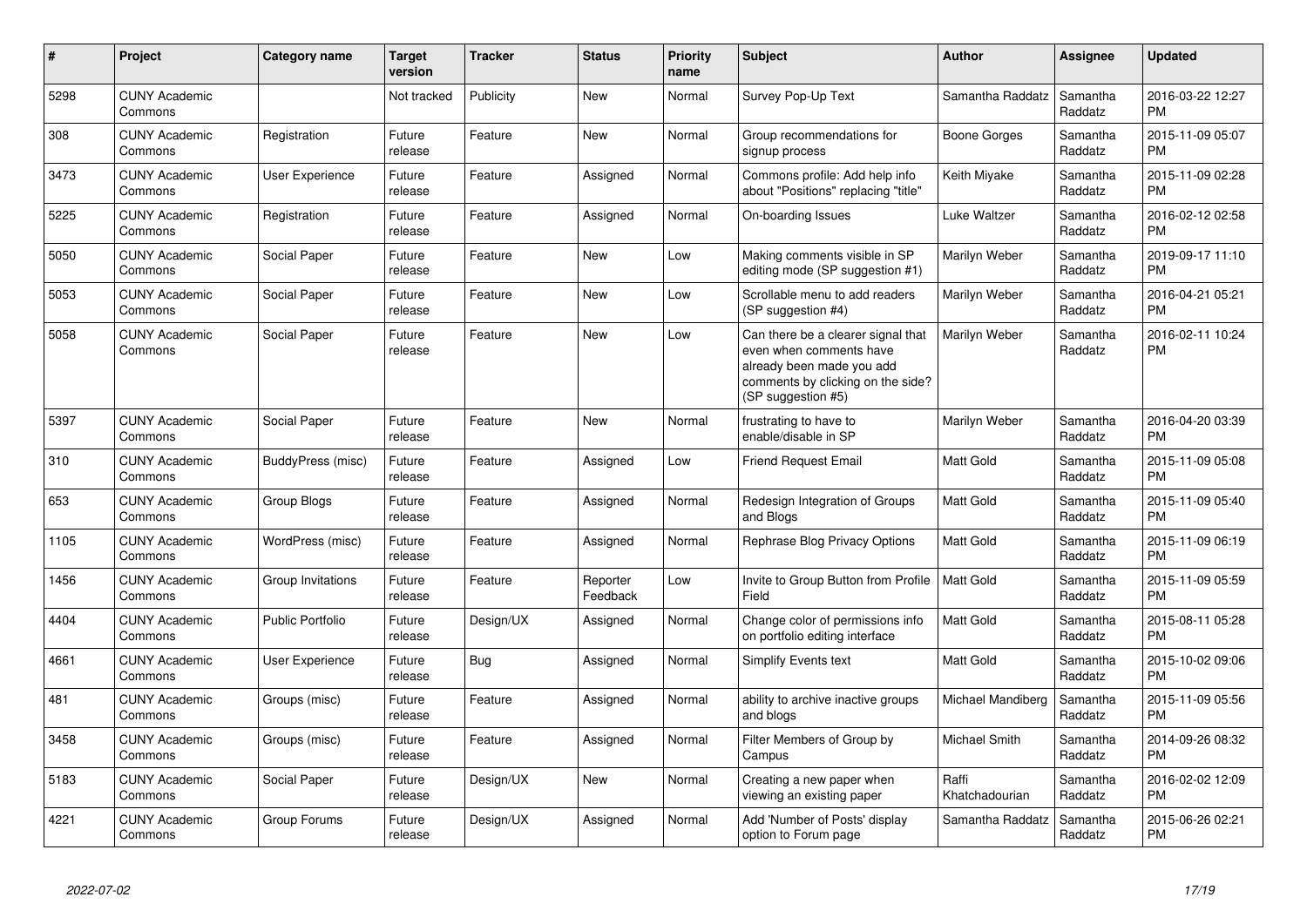| # | Project | Category name | Target version | Tracker | Status | Priority name | Subject | Author | Assignee | Updated |
|---|---|---|---|---|---|---|---|---|---|---|
| 5298 | CUNY Academic Commons | | Not tracked | Publicity | New | Normal | Survey Pop-Up Text | Samantha Raddatz | Samantha Raddatz | 2016-03-22 12:27 PM |
| 308 | CUNY Academic Commons | Registration | Future release | Feature | New | Normal | Group recommendations for signup process | Boone Gorges | Samantha Raddatz | 2015-11-09 05:07 PM |
| 3473 | CUNY Academic Commons | User Experience | Future release | Feature | Assigned | Normal | Commons profile: Add help info about "Positions" replacing "title" | Keith Miyake | Samantha Raddatz | 2015-11-09 02:28 PM |
| 5225 | CUNY Academic Commons | Registration | Future release | Feature | Assigned | Normal | On-boarding Issues | Luke Waltzer | Samantha Raddatz | 2016-02-12 02:58 PM |
| 5050 | CUNY Academic Commons | Social Paper | Future release | Feature | New | Low | Making comments visible in SP editing mode (SP suggestion #1) | Marilyn Weber | Samantha Raddatz | 2019-09-17 11:10 PM |
| 5053 | CUNY Academic Commons | Social Paper | Future release | Feature | New | Low | Scrollable menu to add readers (SP suggestion #4) | Marilyn Weber | Samantha Raddatz | 2016-04-21 05:21 PM |
| 5058 | CUNY Academic Commons | Social Paper | Future release | Feature | New | Low | Can there be a clearer signal that even when comments have already been made you add comments by clicking on the side? (SP suggestion #5) | Marilyn Weber | Samantha Raddatz | 2016-02-11 10:24 PM |
| 5397 | CUNY Academic Commons | Social Paper | Future release | Feature | New | Normal | frustrating to have to enable/disable in SP | Marilyn Weber | Samantha Raddatz | 2016-04-20 03:39 PM |
| 310 | CUNY Academic Commons | BuddyPress (misc) | Future release | Feature | Assigned | Low | Friend Request Email | Matt Gold | Samantha Raddatz | 2015-11-09 05:08 PM |
| 653 | CUNY Academic Commons | Group Blogs | Future release | Feature | Assigned | Normal | Redesign Integration of Groups and Blogs | Matt Gold | Samantha Raddatz | 2015-11-09 05:40 PM |
| 1105 | CUNY Academic Commons | WordPress (misc) | Future release | Feature | Assigned | Normal | Rephrase Blog Privacy Options | Matt Gold | Samantha Raddatz | 2015-11-09 06:19 PM |
| 1456 | CUNY Academic Commons | Group Invitations | Future release | Feature | Reporter Feedback | Low | Invite to Group Button from Profile Field | Matt Gold | Samantha Raddatz | 2015-11-09 05:59 PM |
| 4404 | CUNY Academic Commons | Public Portfolio | Future release | Design/UX | Assigned | Normal | Change color of permissions info on portfolio editing interface | Matt Gold | Samantha Raddatz | 2015-08-11 05:28 PM |
| 4661 | CUNY Academic Commons | User Experience | Future release | Bug | Assigned | Normal | Simplify Events text | Matt Gold | Samantha Raddatz | 2015-10-02 09:06 PM |
| 481 | CUNY Academic Commons | Groups (misc) | Future release | Feature | Assigned | Normal | ability to archive inactive groups and blogs | Michael Mandiberg | Samantha Raddatz | 2015-11-09 05:56 PM |
| 3458 | CUNY Academic Commons | Groups (misc) | Future release | Feature | Assigned | Normal | Filter Members of Group by Campus | Michael Smith | Samantha Raddatz | 2014-09-26 08:32 PM |
| 5183 | CUNY Academic Commons | Social Paper | Future release | Design/UX | New | Normal | Creating a new paper when viewing an existing paper | Raffi Khatchadourian | Samantha Raddatz | 2016-02-02 12:09 PM |
| 4221 | CUNY Academic Commons | Group Forums | Future release | Design/UX | Assigned | Normal | Add 'Number of Posts' display option to Forum page | Samantha Raddatz | Samantha Raddatz | 2015-06-26 02:21 PM |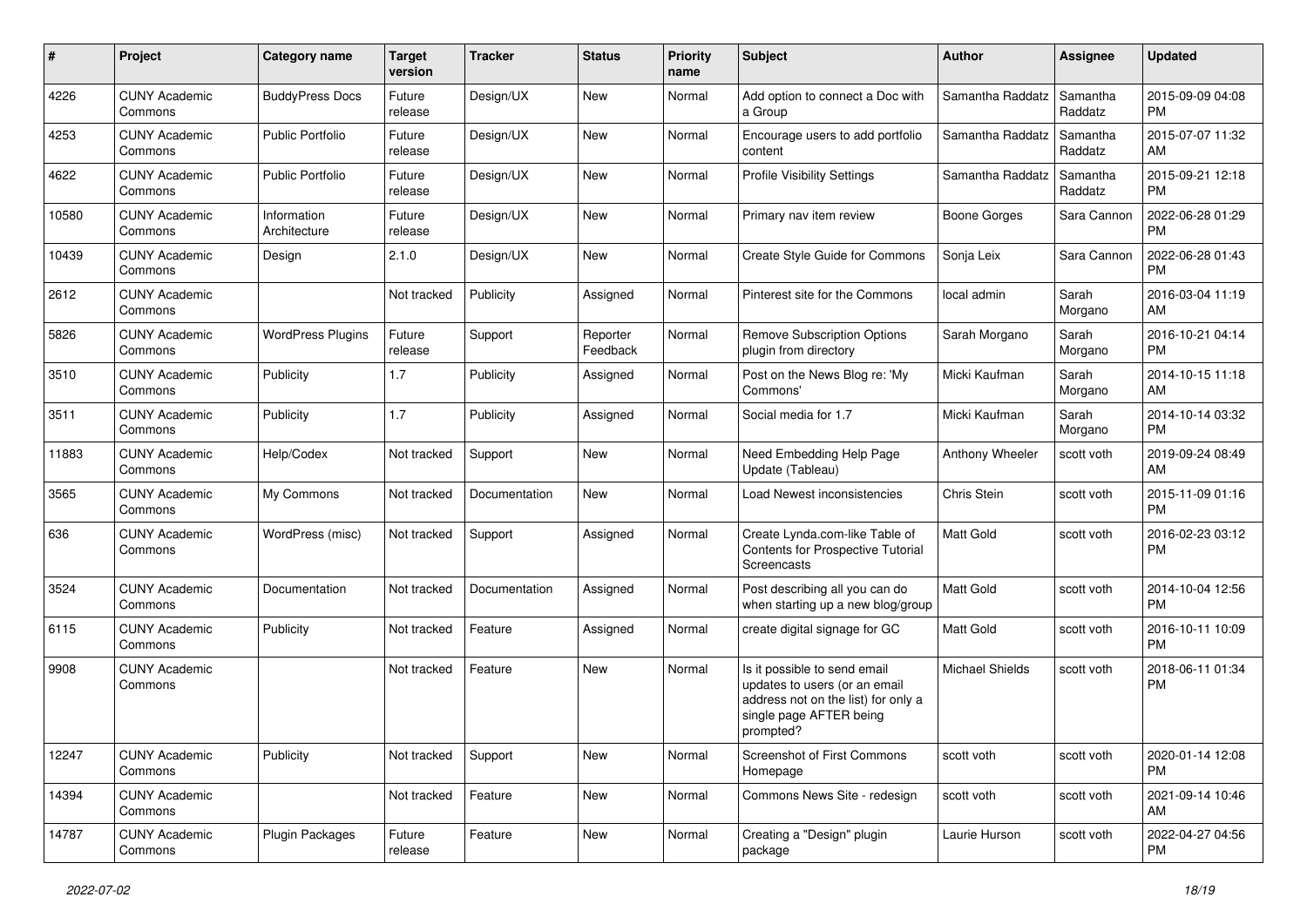| # | Project | Category name | Target version | Tracker | Status | Priority name | Subject | Author | Assignee | Updated |
|---|---|---|---|---|---|---|---|---|---|---|
| 4226 | CUNY Academic Commons | BuddyPress Docs | Future release | Design/UX | New | Normal | Add option to connect a Doc with a Group | Samantha Raddatz | Samantha Raddatz | 2015-09-09 04:08 PM |
| 4253 | CUNY Academic Commons | Public Portfolio | Future release | Design/UX | New | Normal | Encourage users to add portfolio content | Samantha Raddatz | Samantha Raddatz | 2015-07-07 11:32 AM |
| 4622 | CUNY Academic Commons | Public Portfolio | Future release | Design/UX | New | Normal | Profile Visibility Settings | Samantha Raddatz | Samantha Raddatz | 2015-09-21 12:18 PM |
| 10580 | CUNY Academic Commons | Information Architecture | Future release | Design/UX | New | Normal | Primary nav item review | Boone Gorges | Sara Cannon | 2022-06-28 01:29 PM |
| 10439 | CUNY Academic Commons | Design | 2.1.0 | Design/UX | New | Normal | Create Style Guide for Commons | Sonja Leix | Sara Cannon | 2022-06-28 01:43 PM |
| 2612 | CUNY Academic Commons | | Not tracked | Publicity | Assigned | Normal | Pinterest site for the Commons | local admin | Sarah Morgano | 2016-03-04 11:19 AM |
| 5826 | CUNY Academic Commons | WordPress Plugins | Future release | Support | Reporter Feedback | Normal | Remove Subscription Options plugin from directory | Sarah Morgano | Sarah Morgano | 2016-10-21 04:14 PM |
| 3510 | CUNY Academic Commons | Publicity | 1.7 | Publicity | Assigned | Normal | Post on the News Blog re: 'My Commons' | Micki Kaufman | Sarah Morgano | 2014-10-15 11:18 AM |
| 3511 | CUNY Academic Commons | Publicity | 1.7 | Publicity | Assigned | Normal | Social media for 1.7 | Micki Kaufman | Sarah Morgano | 2014-10-14 03:32 PM |
| 11883 | CUNY Academic Commons | Help/Codex | Not tracked | Support | New | Normal | Need Embedding Help Page Update (Tableau) | Anthony Wheeler | scott voth | 2019-09-24 08:49 AM |
| 3565 | CUNY Academic Commons | My Commons | Not tracked | Documentation | New | Normal | Load Newest inconsistencies | Chris Stein | scott voth | 2015-11-09 01:16 PM |
| 636 | CUNY Academic Commons | WordPress (misc) | Not tracked | Support | Assigned | Normal | Create Lynda.com-like Table of Contents for Prospective Tutorial Screencasts | Matt Gold | scott voth | 2016-02-23 03:12 PM |
| 3524 | CUNY Academic Commons | Documentation | Not tracked | Documentation | Assigned | Normal | Post describing all you can do when starting up a new blog/group | Matt Gold | scott voth | 2014-10-04 12:56 PM |
| 6115 | CUNY Academic Commons | Publicity | Not tracked | Feature | Assigned | Normal | create digital signage for GC | Matt Gold | scott voth | 2016-10-11 10:09 PM |
| 9908 | CUNY Academic Commons | | Not tracked | Feature | New | Normal | Is it possible to send email updates to users (or an email address not on the list) for only a single page AFTER being prompted? | Michael Shields | scott voth | 2018-06-11 01:34 PM |
| 12247 | CUNY Academic Commons | Publicity | Not tracked | Support | New | Normal | Screenshot of First Commons Homepage | scott voth | scott voth | 2020-01-14 12:08 PM |
| 14394 | CUNY Academic Commons | | Not tracked | Feature | New | Normal | Commons News Site - redesign | scott voth | scott voth | 2021-09-14 10:46 AM |
| 14787 | CUNY Academic Commons | Plugin Packages | Future release | Feature | New | Normal | Creating a "Design" plugin package | Laurie Hurson | scott voth | 2022-04-27 04:56 PM |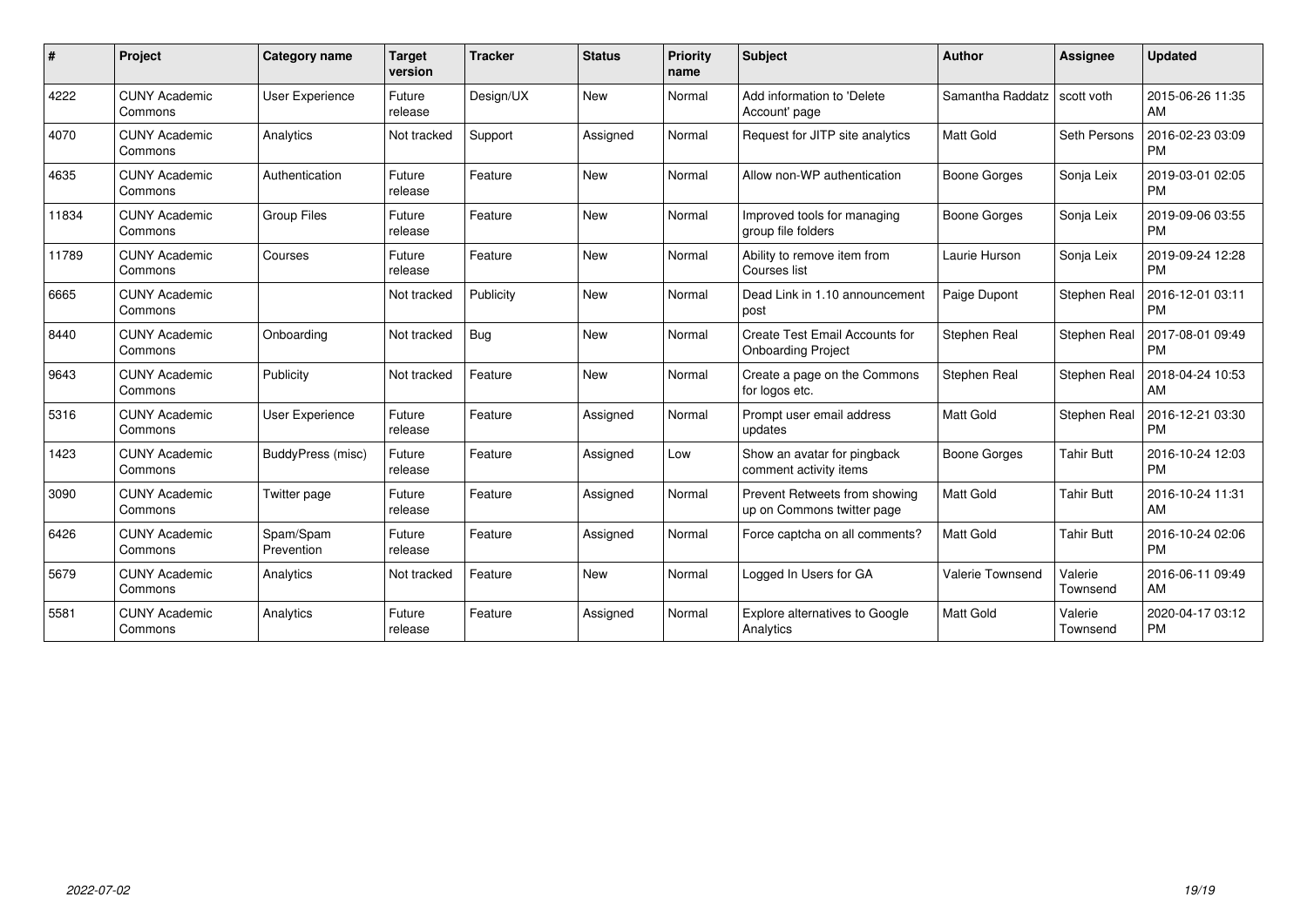| # | Project | Category name | Target version | Tracker | Status | Priority name | Subject | Author | Assignee | Updated |
|---|---|---|---|---|---|---|---|---|---|---|
| 4222 | CUNY Academic Commons | User Experience | Future release | Design/UX | New | Normal | Add information to 'Delete Account' page | Samantha Raddatz | scott voth | 2015-06-26 11:35 AM |
| 4070 | CUNY Academic Commons | Analytics | Not tracked | Support | Assigned | Normal | Request for JITP site analytics | Matt Gold | Seth Persons | 2016-02-23 03:09 PM |
| 4635 | CUNY Academic Commons | Authentication | Future release | Feature | New | Normal | Allow non-WP authentication | Boone Gorges | Sonja Leix | 2019-03-01 02:05 PM |
| 11834 | CUNY Academic Commons | Group Files | Future release | Feature | New | Normal | Improved tools for managing group file folders | Boone Gorges | Sonja Leix | 2019-09-06 03:55 PM |
| 11789 | CUNY Academic Commons | Courses | Future release | Feature | New | Normal | Ability to remove item from Courses list | Laurie Hurson | Sonja Leix | 2019-09-24 12:28 PM |
| 6665 | CUNY Academic Commons | | Not tracked | Publicity | New | Normal | Dead Link in 1.10 announcement post | Paige Dupont | Stephen Real | 2016-12-01 03:11 PM |
| 8440 | CUNY Academic Commons | Onboarding | Not tracked | Bug | New | Normal | Create Test Email Accounts for Onboarding Project | Stephen Real | Stephen Real | 2017-08-01 09:49 PM |
| 9643 | CUNY Academic Commons | Publicity | Not tracked | Feature | New | Normal | Create a page on the Commons for logos etc. | Stephen Real | Stephen Real | 2018-04-24 10:53 AM |
| 5316 | CUNY Academic Commons | User Experience | Future release | Feature | Assigned | Normal | Prompt user email address updates | Matt Gold | Stephen Real | 2016-12-21 03:30 PM |
| 1423 | CUNY Academic Commons | BuddyPress (misc) | Future release | Feature | Assigned | Low | Show an avatar for pingback comment activity items | Boone Gorges | Tahir Butt | 2016-10-24 12:03 PM |
| 3090 | CUNY Academic Commons | Twitter page | Future release | Feature | Assigned | Normal | Prevent Retweets from showing up on Commons twitter page | Matt Gold | Tahir Butt | 2016-10-24 11:31 AM |
| 6426 | CUNY Academic Commons | Spam/Spam Prevention | Future release | Feature | Assigned | Normal | Force captcha on all comments? | Matt Gold | Tahir Butt | 2016-10-24 02:06 PM |
| 5679 | CUNY Academic Commons | Analytics | Not tracked | Feature | New | Normal | Logged In Users for GA | Valerie Townsend | Valerie Townsend | 2016-06-11 09:49 AM |
| 5581 | CUNY Academic Commons | Analytics | Future release | Feature | Assigned | Normal | Explore alternatives to Google Analytics | Matt Gold | Valerie Townsend | 2020-04-17 03:12 PM |